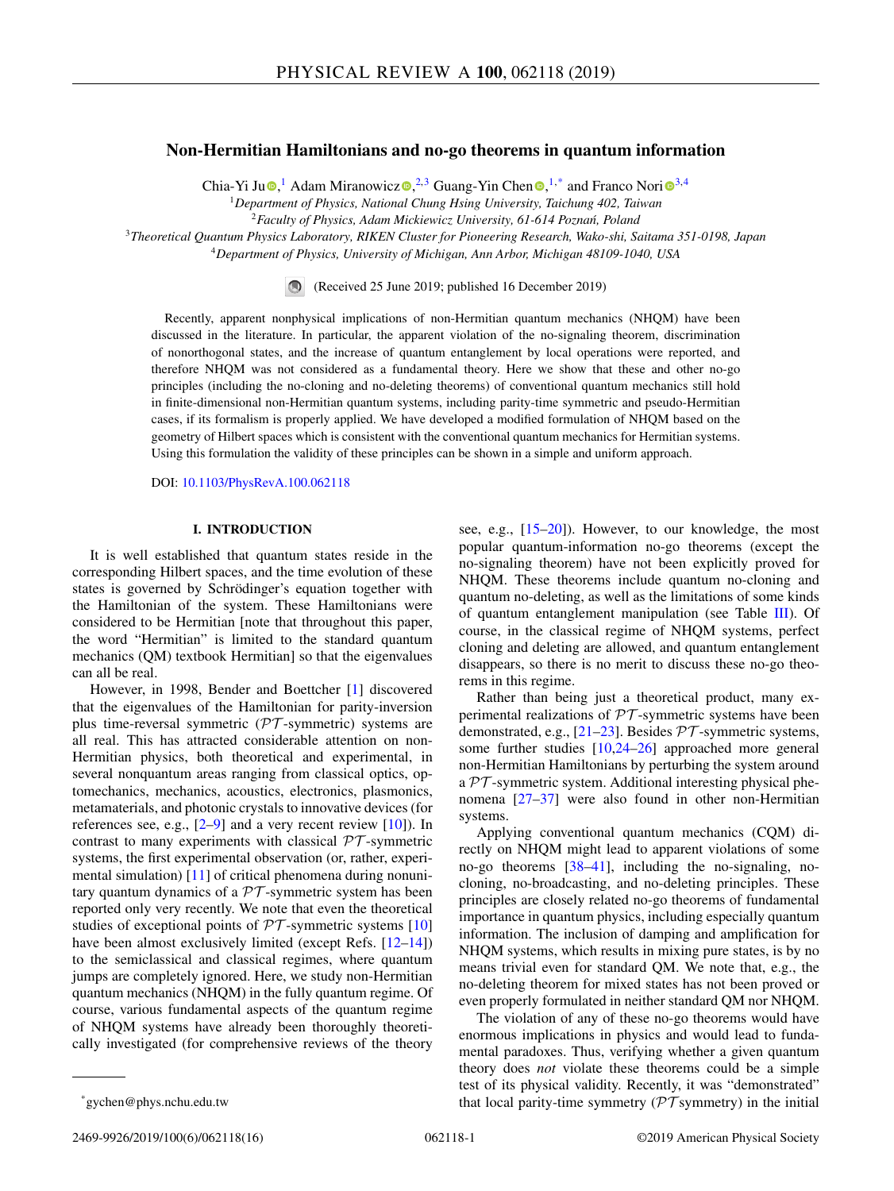# Non-Hermitian Hamiltonians and no-go theorems in quantum information

Chia-Yi Ju,[1] Adam Miranowicz,[2,3] Guang-Yin Chen,[1,*] and Franco Nori[3,4]

[1]Department of Physics, National Chung Hsing University, Taichung 402, Taiwan
[2]Faculty of Physics, Adam Mickiewicz University, 61-614 Poznań, Poland
[3]Theoretical Quantum Physics Laboratory, RIKEN Cluster for Pioneering Research, Wako-shi, Saitama 351-0198, Japan
[4]Department of Physics, University of Michigan, Ann Arbor, Michigan 48109-1040, USA

(Received 25 June 2019; published 16 December 2019)

Recently, apparent nonphysical implications of non-Hermitian quantum mechanics (NHQM) have been discussed in the literature. In particular, the apparent violation of the no-signaling theorem, discrimination of nonorthogonal states, and the increase of quantum entanglement by local operations were reported, and therefore NHQM was not considered as a fundamental theory. Here we show that these and other no-go principles (including the no-cloning and no-deleting theorems) of conventional quantum mechanics still hold in finite-dimensional non-Hermitian quantum systems, including parity-time symmetric and pseudo-Hermitian cases, if its formalism is properly applied. We have developed a modified formulation of NHQM based on the geometry of Hilbert spaces which is consistent with the conventional quantum mechanics for Hermitian systems. Using this formulation the validity of these principles can be shown in a simple and uniform approach.

DOI: 10.1103/PhysRevA.100.062118

## I. INTRODUCTION

It is well established that quantum states reside in the corresponding Hilbert spaces, and the time evolution of these states is governed by Schrödinger's equation together with the Hamiltonian of the system. These Hamiltonians were considered to be Hermitian [note that throughout this paper, the word "Hermitian" is limited to the standard quantum mechanics (QM) textbook Hermitian] so that the eigenvalues can all be real.

However, in 1998, Bender and Boettcher [1] discovered that the eigenvalues of the Hamiltonian for parity-inversion plus time-reversal symmetric ($\mathcal{PT}$-symmetric) systems are all real. This has attracted considerable attention on non-Hermitian physics, both theoretical and experimental, in several nonquantum areas ranging from classical optics, optomechanics, mechanics, acoustics, electronics, plasmonics, metamaterials, and photonic crystals to innovative devices (for references see, e.g., [2–9] and a very recent review [10]). In contrast to many experiments with classical $\mathcal{PT}$-symmetric systems, the first experimental observation (or, rather, experimental simulation) [11] of critical phenomena during nonunitary quantum dynamics of a $\mathcal{PT}$-symmetric system has been reported only very recently. We note that even the theoretical studies of exceptional points of $\mathcal{PT}$-symmetric systems [10] have been almost exclusively limited (except Refs. [12–14]) to the semiclassical and classical regimes, where quantum jumps are completely ignored. Here, we study non-Hermitian quantum mechanics (NHQM) in the fully quantum regime. Of course, various fundamental aspects of the quantum regime of NHQM systems have already been thoroughly theoretically investigated (for comprehensive reviews of the theory see, e.g., [15–20]). However, to our knowledge, the most popular quantum-information no-go theorems (except the no-signaling theorem) have not been explicitly proved for NHQM. These theorems include quantum no-cloning and quantum no-deleting, as well as the limitations of some kinds of quantum entanglement manipulation (see Table III). Of course, in the classical regime of NHQM systems, perfect cloning and deleting are allowed, and quantum entanglement disappears, so there is no merit to discuss these no-go theorems in this regime.

Rather than being just a theoretical product, many experimental realizations of $\mathcal{PT}$-symmetric systems have been demonstrated, e.g., [21–23]. Besides $\mathcal{PT}$-symmetric systems, some further studies [10,24–26] approached more general non-Hermitian Hamiltonians by perturbing the system around a $\mathcal{PT}$-symmetric system. Additional interesting physical phenomena [27–37] were also found in other non-Hermitian systems.

Applying conventional quantum mechanics (CQM) directly on NHQM might lead to apparent violations of some no-go theorems [38–41], including the no-signaling, no-cloning, no-broadcasting, and no-deleting principles. These principles are closely related no-go theorems of fundamental importance in quantum physics, including especially quantum information. The inclusion of damping and amplification for NHQM systems, which results in mixing pure states, is by no means trivial even for standard QM. We note that, e.g., the no-deleting theorem for mixed states has not been proved or even properly formulated in neither standard QM nor NHQM.

The violation of any of these no-go theorems would have enormous implications in physics and would lead to fundamental paradoxes. Thus, verifying whether a given quantum theory does *not* violate these theorems could be a simple test of its physical validity. Recently, it was "demonstrated" that local parity-time symmetry ($\mathcal{PT}$ symmetry) in the initial

*gychen@phys.nchu.edu.tw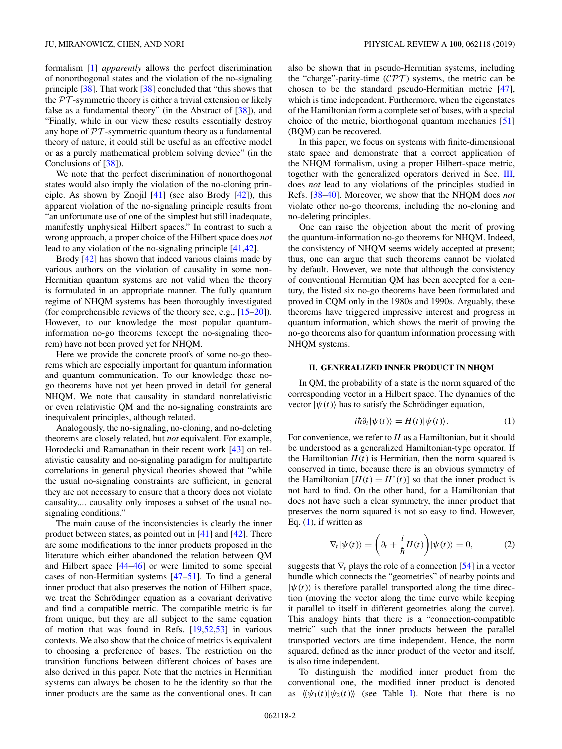formalism [1] *apparently* allows the perfect discrimination of nonorthogonal states and the violation of the no-signaling principle [38]. That work [38] concluded that "this shows that the $\mathcal{PT}$-symmetric theory is either a trivial extension or likely false as a fundamental theory" (in the Abstract of [38]), and "Finally, while in our view these results essentially destroy any hope of $\mathcal{PT}$-symmetric quantum theory as a fundamental theory of nature, it could still be useful as an effective model or as a purely mathematical problem solving device" (in the Conclusions of [38]).

We note that the perfect discrimination of nonorthogonal states would also imply the violation of the no-cloning principle. As shown by Znojil [41] (see also Brody [42]), this apparent violation of the no-signaling principle results from "an unfortunate use of one of the simplest but still inadequate, manifestly unphysical Hilbert spaces." In contrast to such a wrong approach, a proper choice of the Hilbert space does *not* lead to any violation of the no-signaling principle [41,42].

Brody [42] has shown that indeed various claims made by various authors on the violation of causality in some non-Hermitian quantum systems are not valid when the theory is formulated in an appropriate manner. The fully quantum regime of NHQM systems has been thoroughly investigated (for comprehensible reviews of the theory see, e.g., [15–20]). However, to our knowledge the most popular quantum-information no-go theorems (except the no-signaling theorem) have not been proved yet for NHQM.

Here we provide the concrete proofs of some no-go theorems which are especially important for quantum information and quantum communication. To our knowledge these no-go theorems have not yet been proved in detail for general NHQM. We note that causality in standard nonrelativistic or even relativistic QM and the no-signaling constraints are inequivalent principles, although related.

Analogously, the no-signaling, no-cloning, and no-deleting theorems are closely related, but *not* equivalent. For example, Horodecki and Ramanathan in their recent work [43] on relativistic causality and no-signaling paradigm for multipartite correlations in general physical theories showed that "while the usual no-signaling constraints are sufficient, in general they are not necessary to ensure that a theory does not violate causality.... causality only imposes a subset of the usual no-signaling conditions."

The main cause of the inconsistencies is clearly the inner product between states, as pointed out in [41] and [42]. There are some modifications to the inner products proposed in the literature which either abandoned the relation between QM and Hilbert space [44–46] or were limited to some special cases of non-Hermitian systems [47–51]. To find a general inner product that also preserves the notion of Hilbert space, we treat the Schrödinger equation as a covariant derivative and find a compatible metric. The compatible metric is far from unique, but they are all subject to the same equation of motion that was found in Refs. [19,52,53] in various contexts. We also show that the choice of metrics is equivalent to choosing a preference of bases. The restriction on the transition functions between different choices of bases are also derived in this paper. Note that the metrics in Hermitian systems can always be chosen to be the identity so that the inner products are the same as the conventional ones. It can also be shown that in pseudo-Hermitian systems, including the "charge"-parity-time ($\mathcal{CPT}$) systems, the metric can be chosen to be the standard pseudo-Hermitian metric [47], which is time independent. Furthermore, when the eigenstates of the Hamiltonian form a complete set of bases, with a special choice of the metric, biorthogonal quantum mechanics [51] (BQM) can be recovered.

In this paper, we focus on systems with finite-dimensional state space and demonstrate that a correct application of the NHQM formalism, using a proper Hilbert-space metric, together with the generalized operators derived in Sec. III, does *not* lead to any violations of the principles studied in Refs. [38–40]. Moreover, we show that the NHQM does *not* violate other no-go theorems, including the no-cloning and no-deleting principles.

One can raise the objection about the merit of proving the quantum-information no-go theorems for NHQM. Indeed, the consistency of NHQM seems widely accepted at present; thus, one can argue that such theorems cannot be violated by default. However, we note that although the consistency of conventional Hermitian QM has been accepted for a century, the listed six no-go theorems have been formulated and proved in CQM only in the 1980s and 1990s. Arguably, these theorems have triggered impressive interest and progress in quantum information, which shows the merit of proving the no-go theorems also for quantum information processing with NHQM systems.

## II. GENERALIZED INNER PRODUCT IN NHQM

In QM, the probability of a state is the norm squared of the corresponding vector in a Hilbert space. The dynamics of the vector $|\psi(t)\rangle$ has to satisfy the Schrödinger equation,

$$i\hbar\partial_t|\psi(t)\rangle = H(t)|\psi(t)\rangle. \tag{1}$$

For convenience, we refer to $H$ as a Hamiltonian, but it should be understood as a generalized Hamiltonian-type operator. If the Hamiltonian $H(t)$ is Hermitian, then the norm squared is conserved in time, because there is an obvious symmetry of the Hamiltonian $[H(t) = H^\dagger(t)]$ so that the inner product is not hard to find. On the other hand, for a Hamiltonian that does not have such a clear symmetry, the inner product that preserves the norm squared is not so easy to find. However, Eq. (1), if written as

$$\nabla_t|\psi(t)\rangle = \left(\partial_t + \frac{i}{\hbar}H(t)\right)|\psi(t)\rangle = 0, \tag{2}$$

suggests that $\nabla_t$ plays the role of a connection [54] in a vector bundle which connects the "geometries" of nearby points and $|\psi(t)\rangle$ is therefore parallel transported along the time direction (moving the vector along the time curve while keeping it parallel to itself in different geometries along the curve). This analogy hints that there is a "connection-compatible metric" such that the inner products between the parallel transported vectors are time independent. Hence, the norm squared, defined as the inner product of the vector and itself, is also time independent.

To distinguish the modified inner product from the conventional one, the modified inner product is denoted as $\langle\langle\psi_1(t)|\psi_2(t)\rangle\rangle$ (see Table I). Note that there is no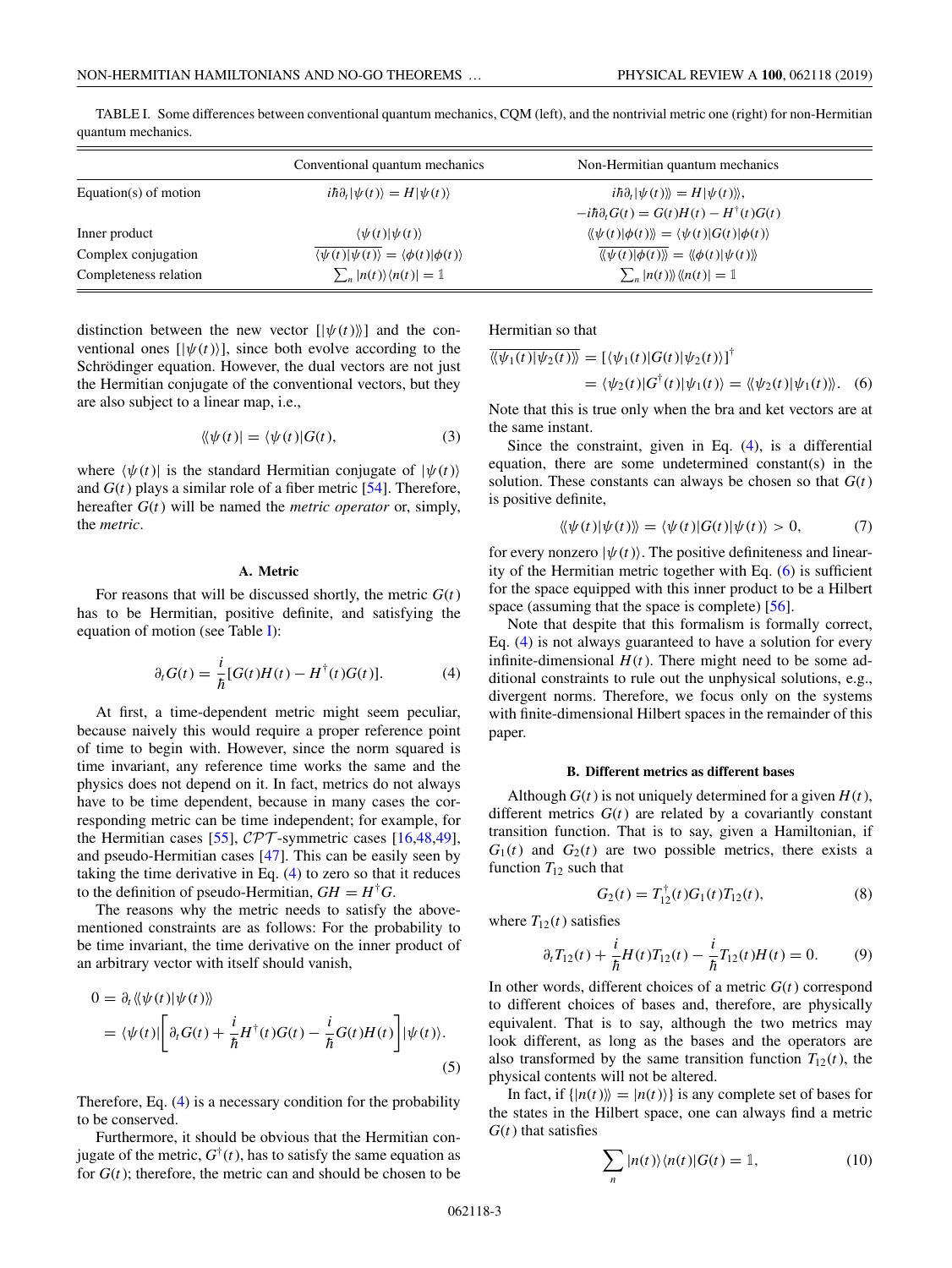TABLE I. Some differences between conventional quantum mechanics, CQM (left), and the nontrivial metric one (right) for non-Hermitian quantum mechanics.

| | Conventional quantum mechanics | Non-Hermitian quantum mechanics |
|---|---|---|
| Equation(s) of motion | $i\hbar\partial_t\|\psi(t)\rangle = H\|\psi(t)\rangle$ | $i\hbar\partial_t\|\psi(t)\rangle\rangle = H\|\psi(t)\rangle\rangle$, $-i\hbar\partial_t G(t) = G(t)H(t) - H^\dagger(t)G(t)$ |
| Inner product | $\langle\psi(t)\|\psi(t)\rangle$ | $\langle\langle\psi(t)\|\phi(t)\rangle\rangle = \langle\psi(t)\|G(t)\|\phi(t)\rangle$ |
| Complex conjugation | $\overline{\langle\psi(t)\|\psi(t)\rangle} = \langle\phi(t)\|\phi(t)\rangle$ | $\overline{\langle\langle\psi(t)\|\phi(t)\rangle\rangle} = \langle\langle\phi(t)\|\psi(t)\rangle\rangle$ |
| Completeness relation | $\sum_n \|n(t)\rangle\langle n(t)\| = \mathbb{1}$ | $\sum_n \|n(t)\rangle\rangle\langle\langle n(t)\| = \mathbb{1}$ |

distinction between the new vector $[|\psi(t)\rangle\rangle]$ and the conventional ones $[|\psi(t)\rangle]$, since both evolve according to the Schrödinger equation. However, the dual vectors are not just the Hermitian conjugate of the conventional vectors, but they are also subject to a linear map, i.e.,

$$\langle\langle\psi(t)| = \langle\psi(t)|G(t), \tag{3}$$

where $\langle\psi(t)|$ is the standard Hermitian conjugate of $|\psi(t)\rangle$ and $G(t)$ plays a similar role of a fiber metric [54]. Therefore, hereafter $G(t)$ will be named the *metric operator* or, simply, the *metric*.

### A. Metric

For reasons that will be discussed shortly, the metric $G(t)$ has to be Hermitian, positive definite, and satisfying the equation of motion (see Table I):

$$\partial_t G(t) = \frac{i}{\hbar}[G(t)H(t) - H^\dagger(t)G(t)]. \tag{4}$$

At first, a time-dependent metric might seem peculiar, because naively this would require a proper reference point of time to begin with. However, since the norm squared is time invariant, any reference time works the same and the physics does not depend on it. In fact, metrics do not always have to be time dependent, because in many cases the corresponding metric can be time independent; for example, for the Hermitian cases [55], $\mathcal{CPT}$-symmetric cases [16,48,49], and pseudo-Hermitian cases [47]. This can be easily seen by taking the time derivative in Eq. (4) to zero so that it reduces to the definition of pseudo-Hermitian, $GH = H^\dagger G$.

The reasons why the metric needs to satisfy the above-mentioned constraints are as follows: For the probability to be time invariant, the time derivative on the inner product of an arbitrary vector with itself should vanish,

$$\begin{aligned} 0 &= \partial_t\langle\langle\psi(t)|\psi(t)\rangle\rangle \\ &= \langle\psi(t)|\left[\partial_t G(t) + \frac{i}{\hbar}H^\dagger(t)G(t) - \frac{i}{\hbar}G(t)H(t)\right]|\psi(t)\rangle. \end{aligned} \tag{5}$$

Therefore, Eq. (4) is a necessary condition for the probability to be conserved.

Furthermore, it should be obvious that the Hermitian conjugate of the metric, $G^\dagger(t)$, has to satisfy the same equation as for $G(t)$; therefore, the metric can and should be chosen to be Hermitian so that

$$\begin{aligned} \overline{\langle\langle\psi_1(t)|\psi_2(t)\rangle\rangle} &= [\langle\psi_1(t)|G(t)|\psi_2(t)\rangle]^\dagger \\ &= \langle\psi_2(t)|G^\dagger(t)|\psi_1(t)\rangle = \langle\langle\psi_2(t)|\psi_1(t)\rangle\rangle. \end{aligned} \tag{6}$$

Note that this is true only when the bra and ket vectors are at the same instant.

Since the constraint, given in Eq. (4), is a differential equation, there are some undetermined constant(s) in the solution. These constants can always be chosen so that $G(t)$ is positive definite,

$$\langle\langle\psi(t)|\psi(t)\rangle\rangle = \langle\psi(t)|G(t)|\psi(t)\rangle > 0, \tag{7}$$

for every nonzero $|\psi(t)\rangle$. The positive definiteness and linearity of the Hermitian metric together with Eq. (6) is sufficient for the space equipped with this inner product to be a Hilbert space (assuming that the space is complete) [56].

Note that despite that this formalism is formally correct, Eq. (4) is not always guaranteed to have a solution for every infinite-dimensional $H(t)$. There might need to be some additional constraints to rule out the unphysical solutions, e.g., divergent norms. Therefore, we focus only on the systems with finite-dimensional Hilbert spaces in the remainder of this paper.

### B. Different metrics as different bases

Although $G(t)$ is not uniquely determined for a given $H(t)$, different metrics $G(t)$ are related by a covariantly constant transition function. That is to say, given a Hamiltonian, if $G_1(t)$ and $G_2(t)$ are two possible metrics, there exists a function $T_{12}$ such that

$$G_2(t) = T_{12}^\dagger(t)G_1(t)T_{12}(t), \tag{8}$$

where $T_{12}(t)$ satisfies

$$\partial_t T_{12}(t) + \frac{i}{\hbar}H(t)T_{12}(t) - \frac{i}{\hbar}T_{12}(t)H(t) = 0. \tag{9}$$

In other words, different choices of a metric $G(t)$ correspond to different choices of bases and, therefore, are physically equivalent. That is to say, although the two metrics may look different, as long as the bases and the operators are also transformed by the same transition function $T_{12}(t)$, the physical contents will not be altered.

In fact, if $\{|n(t)\rangle\rangle = |n(t)\rangle\}$ is any complete set of bases for the states in the Hilbert space, one can always find a metric $G(t)$ that satisfies

$$\sum_n |n(t)\rangle\langle n(t)|G(t) = \mathbb{1}, \tag{10}$$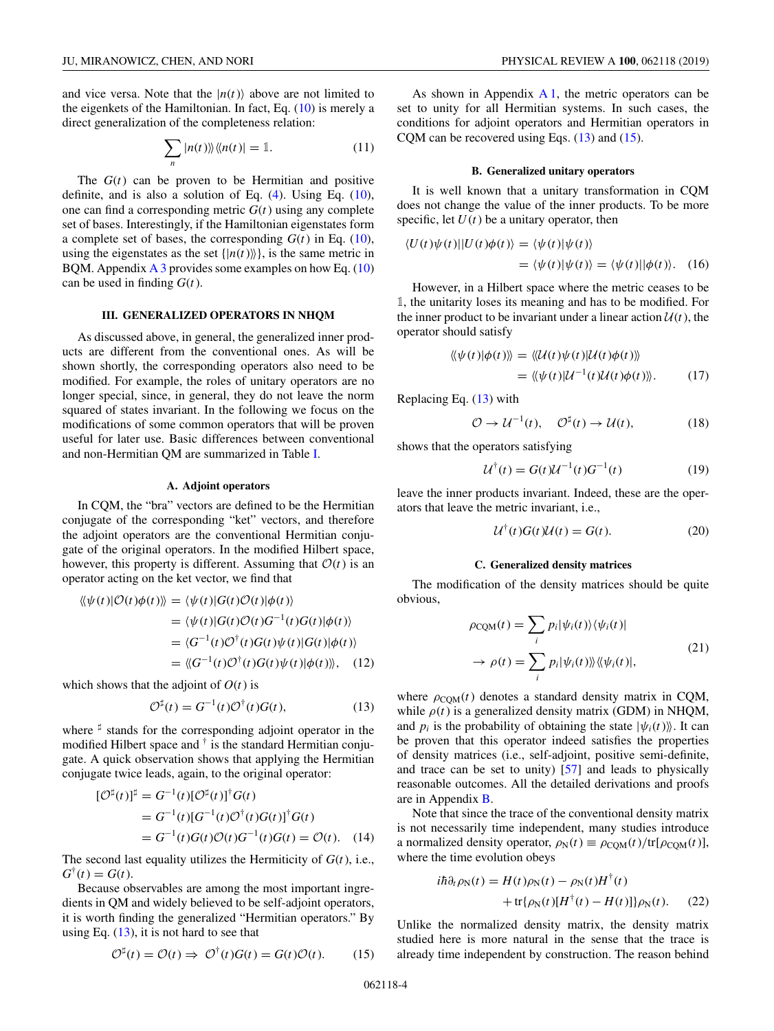and vice versa. Note that the $|n(t)\rangle$ above are not limited to the eigenkets of the Hamiltonian. In fact, Eq. (10) is merely a direct generalization of the completeness relation:

$$\sum_n |n(t)\rangle\!\rangle\langle\!\langle n(t)| = \mathbb{1}. \tag{11}$$

The $G(t)$ can be proven to be Hermitian and positive definite, and is also a solution of Eq. (4). Using Eq. (10), one can find a corresponding metric $G(t)$ using any complete set of bases. Interestingly, if the Hamiltonian eigenstates form a complete set of bases, the corresponding $G(t)$ in Eq. (10), using the eigenstates as the set $\{|n(t)\rangle\!\rangle\}$, is the same metric in BQM. Appendix A 3 provides some examples on how Eq. (10) can be used in finding $G(t)$.

## III. GENERALIZED OPERATORS IN NHQM

As discussed above, in general, the generalized inner products are different from the conventional ones. As will be shown shortly, the corresponding operators also need to be modified. For example, the roles of unitary operators are no longer special, since, in general, they do not leave the norm squared of states invariant. In the following we focus on the modifications of some common operators that will be proven useful for later use. Basic differences between conventional and non-Hermitian QM are summarized in Table I.

### A. Adjoint operators

In CQM, the "bra" vectors are defined to be the Hermitian conjugate of the corresponding "ket" vectors, and therefore the adjoint operators are the conventional Hermitian conjugate of the original operators. In the modified Hilbert space, however, this property is different. Assuming that $\mathcal{O}(t)$ is an operator acting on the ket vector, we find that

$$\begin{aligned}
\langle\!\langle \psi(t)|\mathcal{O}(t)\phi(t)\rangle\!\rangle &= \langle \psi(t)|G(t)\mathcal{O}(t)|\phi(t)\rangle \\
&= \langle \psi(t)|G(t)\mathcal{O}(t)G^{-1}(t)G(t)|\phi(t)\rangle \\
&= \langle G^{-1}(t)\mathcal{O}^{\dagger}(t)G(t)\psi(t)|G(t)|\phi(t)\rangle \\
&= \langle\!\langle G^{-1}(t)\mathcal{O}^{\dagger}(t)G(t)\psi(t)|\phi(t)\rangle\!\rangle,
\end{aligned} \tag{12}$$

which shows that the adjoint of $O(t)$ is

$$\mathcal{O}^{\sharp}(t) = G^{-1}(t)\mathcal{O}^{\dagger}(t)G(t), \tag{13}$$

where $^{\sharp}$ stands for the corresponding adjoint operator in the modified Hilbert space and $^{\dagger}$ is the standard Hermitian conjugate. A quick observation shows that applying the Hermitian conjugate twice leads, again, to the original operator:

$$\begin{aligned}
[\mathcal{O}^{\sharp}(t)]^{\sharp} &= G^{-1}(t)[\mathcal{O}^{\sharp}(t)]^{\dagger}G(t) \\
&= G^{-1}(t)[G^{-1}(t)\mathcal{O}^{\dagger}(t)G(t)]^{\dagger}G(t) \\
&= G^{-1}(t)G(t)\mathcal{O}(t)G^{-1}(t)G(t) = \mathcal{O}(t).
\end{aligned} \tag{14}$$

The second last equality utilizes the Hermiticity of $G(t)$, i.e., $G^{\dagger}(t) = G(t)$.

Because observables are among the most important ingredients in QM and widely believed to be self-adjoint operators, it is worth finding the generalized "Hermitian operators." By using Eq. (13), it is not hard to see that

$$\mathcal{O}^{\sharp}(t) = \mathcal{O}(t) \Rightarrow \mathcal{O}^{\dagger}(t)G(t) = G(t)\mathcal{O}(t). \tag{15}$$

As shown in Appendix A 1, the metric operators can be set to unity for all Hermitian systems. In such cases, the conditions for adjoint operators and Hermitian operators in CQM can be recovered using Eqs. (13) and (15).

### B. Generalized unitary operators

It is well known that a unitary transformation in CQM does not change the value of the inner products. To be more specific, let $U(t)$ be a unitary operator, then

$$\begin{aligned}
\langle U(t)\psi(t)||U(t)\phi(t)\rangle &= \langle \psi(t)|\psi(t)\rangle \\
&= \langle \psi(t)|\psi(t)\rangle = \langle \psi(t)||\phi(t)\rangle.
\end{aligned} \tag{16}$$

However, in a Hilbert space where the metric ceases to be $\mathbb{1}$, the unitarity loses its meaning and has to be modified. For the inner product to be invariant under a linear action $\mathcal{U}(t)$, the operator should satisfy

$$\begin{aligned}
\langle\!\langle \psi(t)|\phi(t)\rangle\!\rangle &= \langle\!\langle \mathcal{U}(t)\psi(t)|\mathcal{U}(t)\phi(t)\rangle\!\rangle \\
&= \langle\!\langle \psi(t)|\mathcal{U}^{-1}(t)\mathcal{U}(t)\phi(t)\rangle\!\rangle.
\end{aligned} \tag{17}$$

Replacing Eq. (13) with

$$\mathcal{O} \to \mathcal{U}^{-1}(t), \quad \mathcal{O}^{\sharp}(t) \to \mathcal{U}(t), \tag{18}$$

shows that the operators satisfying

$$\mathcal{U}^{\dagger}(t) = G(t)\mathcal{U}^{-1}(t)G^{-1}(t) \tag{19}$$

leave the inner products invariant. Indeed, these are the operators that leave the metric invariant, i.e.,

$$\mathcal{U}^{\dagger}(t)G(t)\mathcal{U}(t) = G(t). \tag{20}$$

### C. Generalized density matrices

The modification of the density matrices should be quite obvious,

$$\begin{aligned}
\rho_{\text{CQM}}(t) &= \sum_i p_i|\psi_i(t)\rangle\langle\psi_i(t)| \\
\to \rho(t) &= \sum_i p_i|\psi_i(t)\rangle\!\rangle\langle\!\langle\psi_i(t)|,
\end{aligned} \tag{21}$$

where $\rho_{\text{CQM}}(t)$ denotes a standard density matrix in CQM, while $\rho(t)$ is a generalized density matrix (GDM) in NHQM, and $p_i$ is the probability of obtaining the state $|\psi_i(t)\rangle\!\rangle$. It can be proven that this operator indeed satisfies the properties of density matrices (i.e., self-adjoint, positive semi-definite, and trace can be set to unity) [57] and leads to physically reasonable outcomes. All the detailed derivations and proofs are in Appendix B.

Note that since the trace of the conventional density matrix is not necessarily time independent, many studies introduce a normalized density operator, $\rho_{\text{N}}(t) \equiv \rho_{\text{CQM}}(t)/\text{tr}[\rho_{\text{CQM}}(t)]$, where the time evolution obeys

$$\begin{aligned}
i\hbar\partial_t\rho_{\text{N}}(t) &= H(t)\rho_{\text{N}}(t) - \rho_{\text{N}}(t)H^{\dagger}(t) \\
&\quad + \text{tr}\{\rho_{\text{N}}(t)[H^{\dagger}(t) - H(t)]\}\rho_{\text{N}}(t).
\end{aligned} \tag{22}$$

Unlike the normalized density matrix, the density matrix studied here is more natural in the sense that the trace is already time independent by construction. The reason behind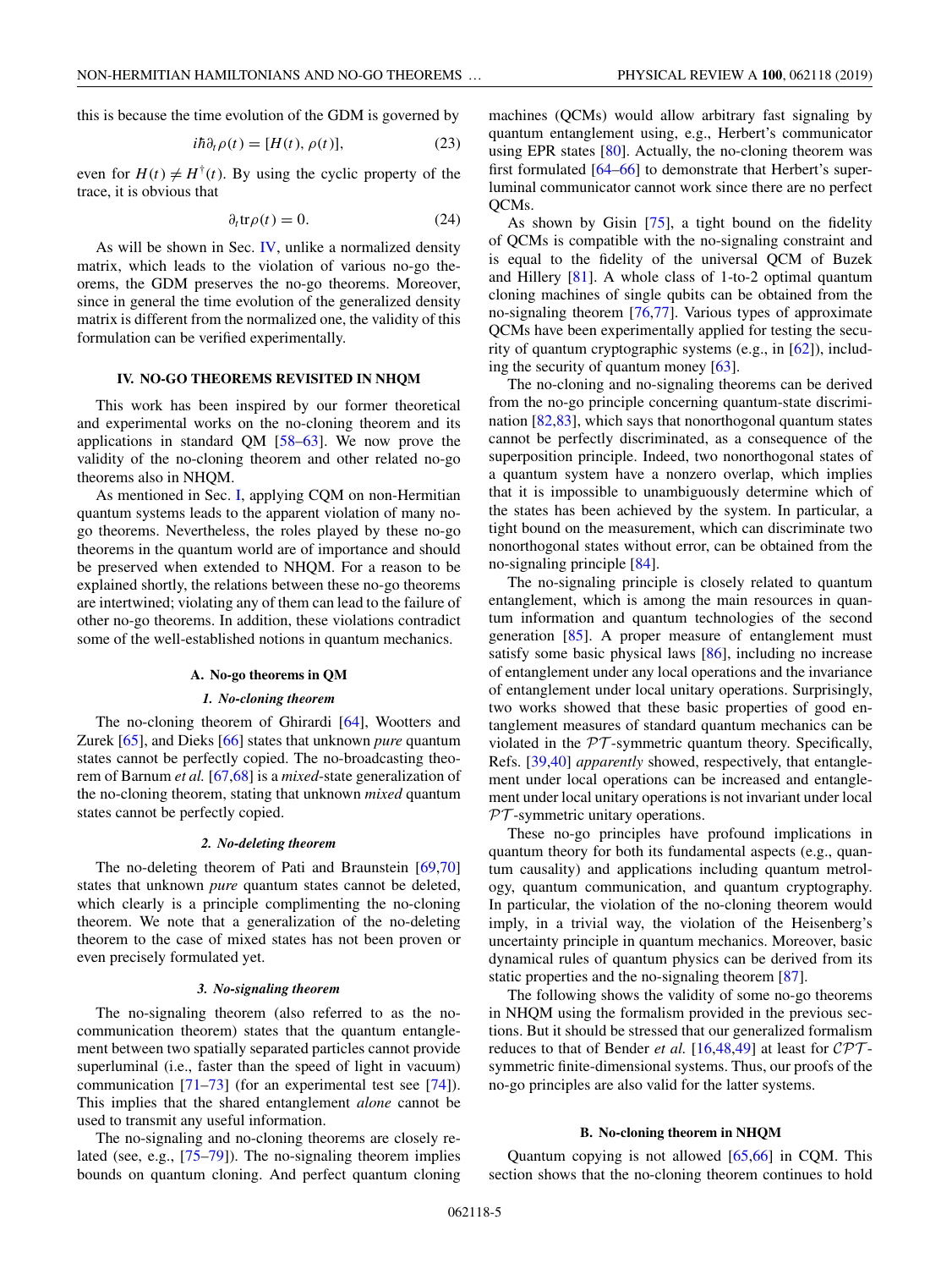this is because the time evolution of the GDM is governed by

$$i\hbar\partial_t\rho(t) = [H(t), \rho(t)], \tag{23}$$

even for $H(t) \neq H^{\dagger}(t)$. By using the cyclic property of the trace, it is obvious that

$$\partial_t \mathrm{tr}\rho(t) = 0. \tag{24}$$

As will be shown in Sec. IV, unlike a normalized density matrix, which leads to the violation of various no-go theorems, the GDM preserves the no-go theorems. Moreover, since in general the time evolution of the generalized density matrix is different from the normalized one, the validity of this formulation can be verified experimentally.

## IV. NO-GO THEOREMS REVISITED IN NHQM

This work has been inspired by our former theoretical and experimental works on the no-cloning theorem and its applications in standard QM [58–63]. We now prove the validity of the no-cloning theorem and other related no-go theorems also in NHQM.

As mentioned in Sec. I, applying CQM on non-Hermitian quantum systems leads to the apparent violation of many no-go theorems. Nevertheless, the roles played by these no-go theorems in the quantum world are of importance and should be preserved when extended to NHQM. For a reason to be explained shortly, the relations between these no-go theorems are intertwined; violating any of them can lead to the failure of other no-go theorems. In addition, these violations contradict some of the well-established notions in quantum mechanics.

### A. No-go theorems in QM

#### 1. No-cloning theorem

The no-cloning theorem of Ghirardi [64], Wootters and Zurek [65], and Dieks [66] states that unknown *pure* quantum states cannot be perfectly copied. The no-broadcasting theorem of Barnum *et al.* [67,68] is a *mixed*-state generalization of the no-cloning theorem, stating that unknown *mixed* quantum states cannot be perfectly copied.

#### 2. No-deleting theorem

The no-deleting theorem of Pati and Braunstein [69,70] states that unknown *pure* quantum states cannot be deleted, which clearly is a principle complimenting the no-cloning theorem. We note that a generalization of the no-deleting theorem to the case of mixed states has not been proven or even precisely formulated yet.

#### 3. No-signaling theorem

The no-signaling theorem (also referred to as the no-communication theorem) states that the quantum entanglement between two spatially separated particles cannot provide superluminal (i.e., faster than the speed of light in vacuum) communication [71–73] (for an experimental test see [74]). This implies that the shared entanglement *alone* cannot be used to transmit any useful information.

The no-signaling and no-cloning theorems are closely related (see, e.g., [75–79]). The no-signaling theorem implies bounds on quantum cloning. And perfect quantum cloning machines (QCMs) would allow arbitrary fast signaling by quantum entanglement using, e.g., Herbert's communicator using EPR states [80]. Actually, the no-cloning theorem was first formulated [64–66] to demonstrate that Herbert's superluminal communicator cannot work since there are no perfect QCMs.

As shown by Gisin [75], a tight bound on the fidelity of QCMs is compatible with the no-signaling constraint and is equal to the fidelity of the universal QCM of Buzek and Hillery [81]. A whole class of 1-to-2 optimal quantum cloning machines of single qubits can be obtained from the no-signaling theorem [76,77]. Various types of approximate QCMs have been experimentally applied for testing the security of quantum cryptographic systems (e.g., in [62]), including the security of quantum money [63].

The no-cloning and no-signaling theorems can be derived from the no-go principle concerning quantum-state discrimination [82,83], which says that nonorthogonal quantum states cannot be perfectly discriminated, as a consequence of the superposition principle. Indeed, two nonorthogonal states of a quantum system have a nonzero overlap, which implies that it is impossible to unambiguously determine which of the states has been achieved by the system. In particular, a tight bound on the measurement, which can discriminate two nonorthogonal states without error, can be obtained from the no-signaling principle [84].

The no-signaling principle is closely related to quantum entanglement, which is among the main resources in quantum information and quantum technologies of the second generation [85]. A proper measure of entanglement must satisfy some basic physical laws [86], including no increase of entanglement under any local operations and the invariance of entanglement under local unitary operations. Surprisingly, two works showed that these basic properties of good entanglement measures of standard quantum mechanics can be violated in the $\mathcal{PT}$-symmetric quantum theory. Specifically, Refs. [39,40] *apparently* showed, respectively, that entanglement under local operations can be increased and entanglement under local unitary operations is not invariant under local $\mathcal{PT}$-symmetric unitary operations.

These no-go principles have profound implications in quantum theory for both its fundamental aspects (e.g., quantum causality) and applications including quantum metrology, quantum communication, and quantum cryptography. In particular, the violation of the no-cloning theorem would imply, in a trivial way, the violation of the Heisenberg's uncertainty principle in quantum mechanics. Moreover, basic dynamical rules of quantum physics can be derived from its static properties and the no-signaling theorem [87].

The following shows the validity of some no-go theorems in NHQM using the formalism provided in the previous sections. But it should be stressed that our generalized formalism reduces to that of Bender *et al.* [16,48,49] at least for $\mathcal{CPT}$-symmetric finite-dimensional systems. Thus, our proofs of the no-go principles are also valid for the latter systems.

### B. No-cloning theorem in NHQM

Quantum copying is not allowed [65,66] in CQM. This section shows that the no-cloning theorem continues to hold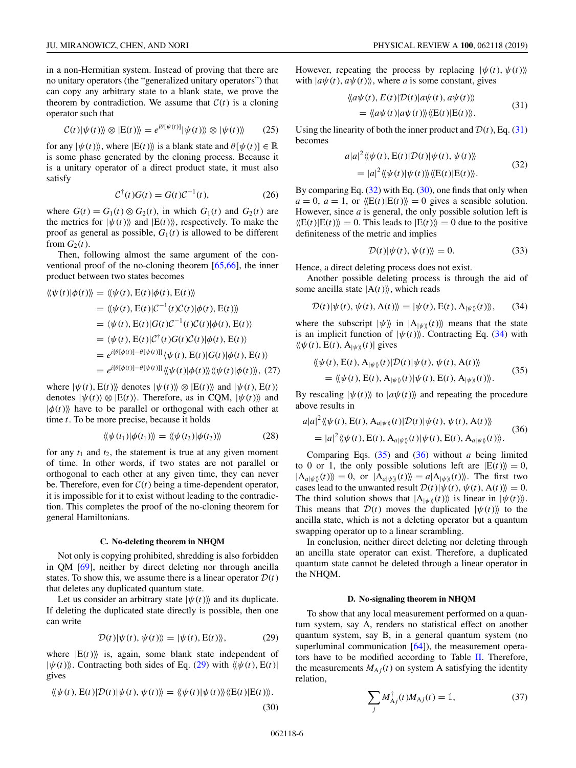in a non-Hermitian system. Instead of proving that there are no unitary operators (the "generalized unitary operators") that can copy any arbitrary state to a blank state, we prove the theorem by contradiction. We assume that $\mathcal{C}(t)$ is a cloning operator such that

$$\mathcal{C}(t)|\psi(t)\rangle\!\rangle \otimes |\mathrm{E}(t)\rangle\!\rangle = e^{i\theta[\psi(t)]}|\psi(t)\rangle\!\rangle \otimes |\psi(t)\rangle\!\rangle \tag{25}$$

for any $|\psi(t)\rangle\!\rangle$, where $|\mathrm{E}(t)\rangle\!\rangle$ is a blank state and $\theta[\psi(t)] \in \mathbb{R}$ is some phase generated by the cloning process. Because it is a unitary operator of a direct product state, it must also satisfy

$$\mathcal{C}^{\dagger}(t)G(t) = G(t)\mathcal{C}^{-1}(t), \tag{26}$$

where $G(t) = G_1(t) \otimes G_2(t)$, in which $G_1(t)$ and $G_2(t)$ are the metrics for $|\psi(t)\rangle\!\rangle$ and $|\mathrm{E}(t)\rangle\!\rangle$, respectively. To make the proof as general as possible, $G_1(t)$ is allowed to be different from $G_2(t)$.

Then, following almost the same argument of the conventional proof of the no-cloning theorem [65,66], the inner product between two states becomes

$$\begin{aligned}
\langle\!\langle \psi(t)|\phi(t)\rangle\!\rangle &= \langle\!\langle \psi(t), \mathrm{E}(t)|\phi(t), \mathrm{E}(t)\rangle\!\rangle \\
&= \langle\!\langle \psi(t), \mathrm{E}(t)|\mathcal{C}^{-1}(t)\mathcal{C}(t)|\phi(t), \mathrm{E}(t)\rangle\!\rangle \\
&= \langle \psi(t), \mathrm{E}(t)|G(t)\mathcal{C}^{-1}(t)\mathcal{C}(t)|\phi(t), \mathrm{E}(t)\rangle \\
&= \langle \psi(t), \mathrm{E}(t)|\mathcal{C}^{\dagger}(t)G(t)\mathcal{C}(t)|\phi(t), \mathrm{E}(t)\rangle \\
&= e^{i\{\theta[\phi(t)]-\theta[\psi(t)]\}}\langle \psi(t), \mathrm{E}(t)|G(t)|\phi(t), \mathrm{E}(t)\rangle \\
&= e^{i\{\theta[\phi(t)]-\theta[\psi(t)]\}}\langle\!\langle \psi(t)|\phi(t)\rangle\!\rangle\langle\!\langle \psi(t)|\phi(t)\rangle\!\rangle,
\end{aligned} \tag{27}$$

where $|\psi(t), \mathrm{E}(t)\rangle\!\rangle$ denotes $|\psi(t)\rangle\!\rangle \otimes |\mathrm{E}(t)\rangle\!\rangle$ and $|\psi(t), \mathrm{E}(t)\rangle$ denotes $|\psi(t)\rangle \otimes |\mathrm{E}(t)\rangle$. Therefore, as in CQM, $|\psi(t)\rangle\!\rangle$ and $|\phi(t)\rangle\!\rangle$ have to be parallel or orthogonal with each other at time $t$. To be more precise, because it holds

$$\langle\!\langle \psi(t_1)|\phi(t_1)\rangle\!\rangle = \langle\!\langle \psi(t_2)|\phi(t_2)\rangle\!\rangle \tag{28}$$

for any $t_1$ and $t_2$, the statement is true at any given moment of time. In other words, if two states are not parallel or orthogonal to each other at any given time, they can never be. Therefore, even for $\mathcal{C}(t)$ being a time-dependent operator, it is impossible for it to exist without leading to the contradiction. This completes the proof of the no-cloning theorem for general Hamiltonians.

### C. No-deleting theorem in NHQM

Not only is copying prohibited, shredding is also forbidden in QM [69], neither by direct deleting nor through ancilla states. To show this, we assume there is a linear operator $\mathcal{D}(t)$ that deletes any duplicated quantum state.

Let us consider an arbitrary state $|\psi(t)\rangle\!\rangle$ and its duplicate. If deleting the duplicated state directly is possible, then one can write

$$\mathcal{D}(t)|\psi(t), \psi(t)\rangle\!\rangle = |\psi(t), \mathrm{E}(t)\rangle\!\rangle, \tag{29}$$

where $|\mathrm{E}(t)\rangle\!\rangle$ is, again, some blank state independent of $|\psi(t)\rangle\!\rangle$. Contracting both sides of Eq. (29) with $\langle\!\langle \psi(t), \mathrm{E}(t)|$ gives

$$\langle\!\langle \psi(t), \mathrm{E}(t)|\mathcal{D}(t)|\psi(t), \psi(t)\rangle\!\rangle = \langle\!\langle \psi(t)|\psi(t)\rangle\!\rangle\langle\!\langle \mathrm{E}(t)|\mathrm{E}(t)\rangle\!\rangle. \tag{30}$$

However, repeating the process by replacing $|\psi(t), \psi(t)\rangle\!\rangle$ with $|a\psi(t), a\psi(t)\rangle\!\rangle$, where $a$ is some constant, gives

$$\begin{aligned}
&\langle\!\langle a\psi(t), E(t)|\mathcal{D}(t)|a\psi(t), a\psi(t)\rangle\!\rangle \\
&\quad = \langle\!\langle a\psi(t)|a\psi(t)\rangle\!\rangle\langle\!\langle \mathrm{E}(t)|\mathrm{E}(t)\rangle\!\rangle.
\end{aligned} \tag{31}$$

Using the linearity of both the inner product and $\mathcal{D}(t)$, Eq. (31) becomes

$$\begin{aligned}
&a|a|^2\langle\!\langle \psi(t), \mathrm{E}(t)|\mathcal{D}(t)|\psi(t), \psi(t)\rangle\!\rangle \\
&\quad = |a|^2\langle\!\langle \psi(t)|\psi(t)\rangle\!\rangle\langle\!\langle \mathrm{E}(t)|\mathrm{E}(t)\rangle\!\rangle.
\end{aligned} \tag{32}$$

By comparing Eq. (32) with Eq. (30), one finds that only when $a = 0$, $a = 1$, or $\langle\!\langle \mathrm{E}(t)|\mathrm{E}(t)\rangle\!\rangle = 0$ gives a sensible solution. However, since $a$ is general, the only possible solution left is $\langle\!\langle \mathrm{E}(t)|\mathrm{E}(t)\rangle\!\rangle = 0$. This leads to $|\mathrm{E}(t)\rangle\!\rangle = 0$ due to the positive definiteness of the metric and implies

$$\mathcal{D}(t)|\psi(t), \psi(t)\rangle\!\rangle = 0. \tag{33}$$

Hence, a direct deleting process does not exist.

Another possible deleting process is through the aid of some ancilla state $|\mathrm{A}(t)\rangle\!\rangle$, which reads

$$\mathcal{D}(t)|\psi(t), \psi(t), \mathrm{A}(t)\rangle\!\rangle = |\psi(t), \mathrm{E}(t), \mathrm{A}_{|\psi\rangle\!\rangle}(t)\rangle\!\rangle, \tag{34}$$

where the subscript $|\psi\rangle\!\rangle$ in $|\mathrm{A}_{|\psi\rangle\!\rangle}(t)\rangle\!\rangle$ means that the state is an implicit function of $|\psi(t)\rangle\!\rangle$. Contracting Eq. (34) with $\langle\!\langle \psi(t), \mathrm{E}(t), \mathrm{A}_{|\psi\rangle\!\rangle}(t)|$ gives

$$\begin{aligned}
&\langle\!\langle \psi(t), \mathrm{E}(t), \mathrm{A}_{|\psi\rangle\!\rangle}(t)|\mathcal{D}(t)|\psi(t), \psi(t), \mathrm{A}(t)\rangle\!\rangle \\
&\quad = \langle\!\langle \psi(t), \mathrm{E}(t), \mathrm{A}_{|\psi\rangle\!\rangle}(t)|\psi(t), \mathrm{E}(t), \mathrm{A}_{|\psi\rangle\!\rangle}(t)\rangle\!\rangle.
\end{aligned} \tag{35}$$

By rescaling $|\psi(t)\rangle\!\rangle$ to $|a\psi(t)\rangle\!\rangle$ and repeating the procedure above results in

$$\begin{aligned}
&a|a|^2\langle\!\langle \psi(t), \mathrm{E}(t), \mathrm{A}_{a|\psi\rangle\!\rangle}(t)|\mathcal{D}(t)|\psi(t), \psi(t), \mathrm{A}(t)\rangle\!\rangle \\
&\quad = |a|^2\langle\!\langle \psi(t), \mathrm{E}(t), \mathrm{A}_{a|\psi\rangle\!\rangle}(t)|\psi(t), \mathrm{E}(t), \mathrm{A}_{a|\psi\rangle\!\rangle}(t)\rangle\!\rangle.
\end{aligned} \tag{36}$$

Comparing Eqs. (35) and (36) without $a$ being limited to 0 or 1, the only possible solutions left are $|\mathrm{E}(t)\rangle\!\rangle = 0$, $|\mathrm{A}_{a|\psi\rangle\!\rangle}(t)\rangle\!\rangle = 0$, or $|\mathrm{A}_{a|\psi\rangle\!\rangle}(t)\rangle\!\rangle = a|\mathrm{A}_{|\psi\rangle\!\rangle}(t)\rangle\!\rangle$. The first two cases lead to the unwanted result $\mathcal{D}(t)|\psi(t), \psi(t), \mathrm{A}(t)\rangle\!\rangle = 0$. The third solution shows that $|\mathrm{A}_{|\psi\rangle\!\rangle}(t)\rangle\!\rangle$ is linear in $|\psi(t)\rangle\!\rangle$. This means that $\mathcal{D}(t)$ moves the duplicated $|\psi(t)\rangle\!\rangle$ to the ancilla state, which is not a deleting operator but a quantum swapping operator up to a linear scrambling.

In conclusion, neither direct deleting nor deleting through an ancilla state operator can exist. Therefore, a duplicated quantum state cannot be deleted through a linear operator in the NHQM.

### D. No-signaling theorem in NHQM

To show that any local measurement performed on a quantum system, say A, renders no statistical effect on another quantum system, say B, in a general quantum system (no superluminal communication [64]), the measurement operators have to be modified according to Table II. Therefore, the measurements $M_{\mathrm{A}j}(t)$ on system A satisfying the identity relation,

$$\sum_j M_{\mathrm{A}j}^{\dagger}(t)M_{\mathrm{A}j}(t) = \mathbb{1}, \tag{37}$$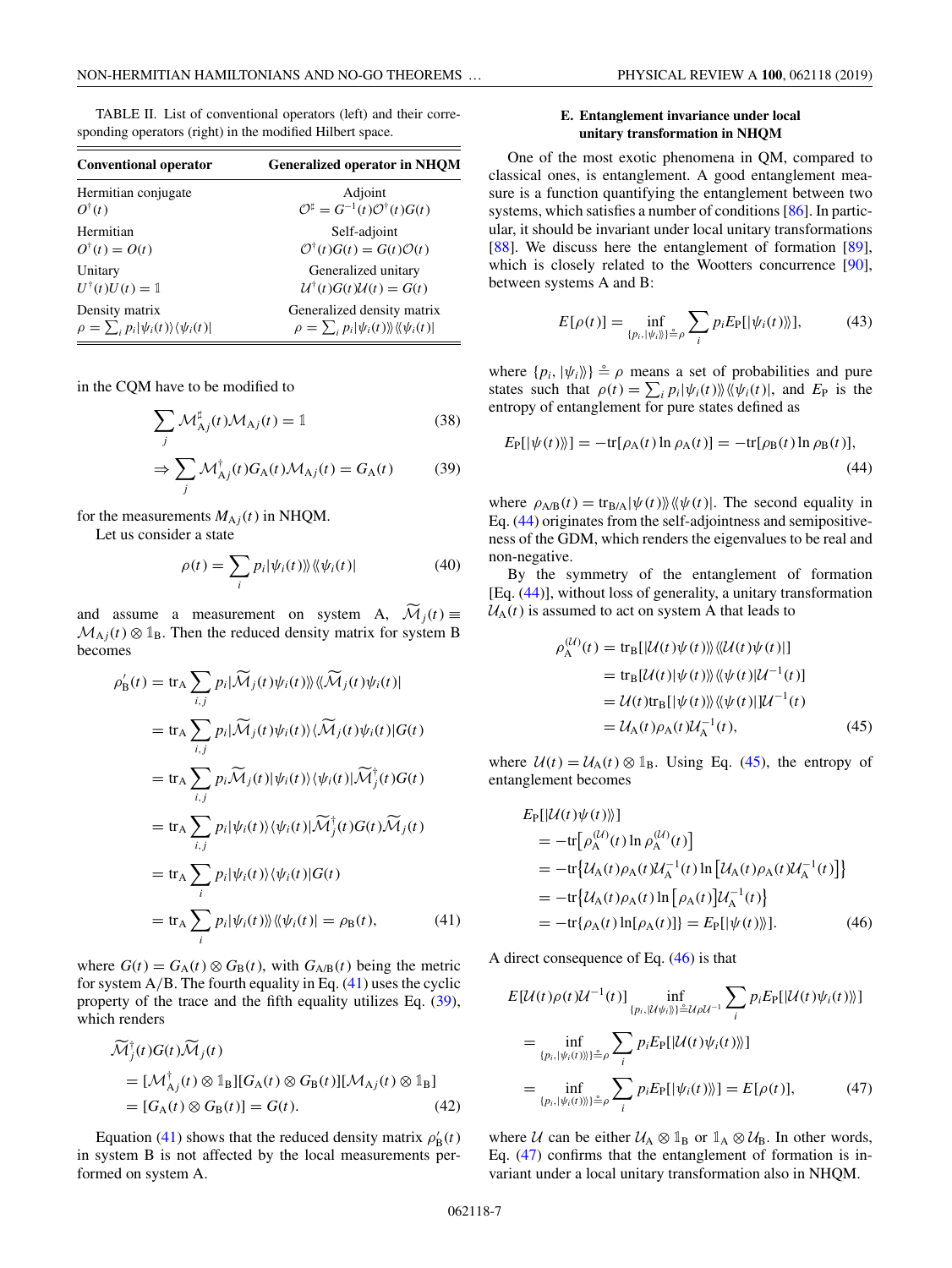TABLE II. List of conventional operators (left) and their corresponding operators (right) in the modified Hilbert space.

| Conventional operator | Generalized operator in NHQM |
| --- | --- |
| Hermitian conjugate $O^\dagger(t)$ | Adjoint $\mathcal{O}^\sharp = G^{-1}(t)\mathcal{O}^\dagger(t)G(t)$ |
| Hermitian $O^\dagger(t) = O(t)$ | Self-adjoint $\mathcal{O}^\dagger(t)G(t) = G(t)\mathcal{O}(t)$ |
| Unitary $U^\dagger(t)U(t) = \mathbb{1}$ | Generalized unitary $\mathcal{U}^\dagger(t)G(t)\mathcal{U}(t) = G(t)$ |
| Density matrix $\rho = \sum_i p_i\lvert\psi_i(t)\rangle\langle\psi_i(t)\rvert$ | Generalized density matrix $\rho = \sum_i p_i\lvert\psi_i(t)\rangle\!\rangle\langle\!\langle\psi_i(t)\rvert$ |

in the CQM have to be modified to

$$\sum_j \mathcal{M}^\sharp_{\mathrm{A}j}(t)\mathcal{M}_{\mathrm{A}j}(t) = \mathbb{1} \tag{38}$$

$$\Rightarrow \sum_j \mathcal{M}^\dagger_{\mathrm{A}j}(t)G_\mathrm{A}(t)\mathcal{M}_{\mathrm{A}j}(t) = G_\mathrm{A}(t) \tag{39}$$

for the measurements $M_{\mathrm{A}j}(t)$ in NHQM.

Let us consider a state

$$\rho(t) = \sum_i p_i\lvert\psi_i(t)\rangle\!\rangle\langle\!\langle\psi_i(t)\rvert \tag{40}$$

and assume a measurement on system A, $\widetilde{\mathcal{M}}_j(t) \equiv \mathcal{M}_{\mathrm{A}j}(t)\otimes\mathbb{1}_\mathrm{B}$. Then the reduced density matrix for system B becomes

$$\begin{aligned}
\rho'_\mathrm{B}(t) &= \mathrm{tr}_\mathrm{A}\sum_{i,j} p_i\lvert\widetilde{\mathcal{M}}_j(t)\psi_i(t)\rangle\!\rangle\langle\!\langle\widetilde{\mathcal{M}}_j(t)\psi_i(t)\rvert \\
&= \mathrm{tr}_\mathrm{A}\sum_{i,j} p_i\lvert\widetilde{\mathcal{M}}_j(t)\psi_i(t)\rangle\langle\widetilde{\mathcal{M}}_j(t)\psi_i(t)\rvert G(t) \\
&= \mathrm{tr}_\mathrm{A}\sum_{i,j} p_i\widetilde{\mathcal{M}}_j(t)\lvert\psi_i(t)\rangle\langle\psi_i(t)\rvert\widetilde{\mathcal{M}}^\dagger_j(t)G(t) \\
&= \mathrm{tr}_\mathrm{A}\sum_{i,j} p_i\lvert\psi_i(t)\rangle\langle\psi_i(t)\rvert\widetilde{\mathcal{M}}^\dagger_j(t)G(t)\widetilde{\mathcal{M}}_j(t) \\
&= \mathrm{tr}_\mathrm{A}\sum_{i} p_i\lvert\psi_i(t)\rangle\langle\psi_i(t)\rvert G(t) \\
&= \mathrm{tr}_\mathrm{A}\sum_{i} p_i\lvert\psi_i(t)\rangle\!\rangle\langle\!\langle\psi_i(t)\rvert = \rho_\mathrm{B}(t),
\end{aligned} \tag{41}$$

where $G(t) = G_\mathrm{A}(t)\otimes G_\mathrm{B}(t)$, with $G_{\mathrm{A/B}}(t)$ being the metric for system A/B. The fourth equality in Eq. (41) uses the cyclic property of the trace and the fifth equality utilizes Eq. (39), which renders

$$\begin{aligned}
&\widetilde{\mathcal{M}}^\dagger_j(t)G(t)\widetilde{\mathcal{M}}_j(t) \\
&= [\mathcal{M}^\dagger_{\mathrm{A}j}(t)\otimes\mathbb{1}_\mathrm{B}][G_\mathrm{A}(t)\otimes G_\mathrm{B}(t)][\mathcal{M}_{\mathrm{A}j}(t)\otimes\mathbb{1}_\mathrm{B}] \\
&= [G_\mathrm{A}(t)\otimes G_\mathrm{B}(t)] = G(t).
\end{aligned} \tag{42}$$

Equation (41) shows that the reduced density matrix $\rho'_\mathrm{B}(t)$ in system B is not affected by the local measurements performed on system A.

### E. Entanglement invariance under local unitary transformation in NHQM

One of the most exotic phenomena in QM, compared to classical ones, is entanglement. A good entanglement measure is a function quantifying the entanglement between two systems, which satisfies a number of conditions [86]. In particular, it should be invariant under local unitary transformations [88]. We discuss here the entanglement of formation [89], which is closely related to the Wootters concurrence [90], between systems A and B:

$$E[\rho(t)] = \inf_{\{p_i,\lvert\psi_i\rangle\!\rangle\}\doteq\rho}\sum_i p_i E_\mathrm{P}[\lvert\psi_i(t)\rangle\!\rangle], \tag{43}$$

where $\{p_i,\lvert\psi_i\rangle\!\rangle\}\doteq\rho$ means a set of probabilities and pure states such that $\rho(t) = \sum_i p_i\lvert\psi_i(t)\rangle\!\rangle\langle\!\langle\psi_i(t)\rvert$, and $E_\mathrm{P}$ is the entropy of entanglement for pure states defined as

$$E_\mathrm{P}[\lvert\psi(t)\rangle\!\rangle] = -\mathrm{tr}[\rho_\mathrm{A}(t)\ln\rho_\mathrm{A}(t)] = -\mathrm{tr}[\rho_\mathrm{B}(t)\ln\rho_\mathrm{B}(t)], \tag{44}$$

where $\rho_{\mathrm{A/B}}(t) = \mathrm{tr}_{\mathrm{B/A}}\lvert\psi(t)\rangle\!\rangle\langle\!\langle\psi(t)\rvert$. The second equality in Eq. (44) originates from the self-adjointness and semipositiveness of the GDM, which renders the eigenvalues to be real and non-negative.

By the symmetry of the entanglement of formation [Eq. (44)], without loss of generality, a unitary transformation $\mathcal{U}_\mathrm{A}(t)$ is assumed to act on system A that leads to

$$\begin{aligned}
\rho^{(\mathcal{U})}_\mathrm{A}(t) &= \mathrm{tr}_\mathrm{B}[\lvert\mathcal{U}(t)\psi(t)\rangle\!\rangle\langle\!\langle\mathcal{U}(t)\psi(t)\rvert] \\
&= \mathrm{tr}_\mathrm{B}[\mathcal{U}(t)\lvert\psi(t)\rangle\!\rangle\langle\!\langle\psi(t)\rvert\mathcal{U}^{-1}(t)] \\
&= \mathcal{U}(t)\mathrm{tr}_\mathrm{B}[\lvert\psi(t)\rangle\!\rangle\langle\!\langle\psi(t)\rvert]\mathcal{U}^{-1}(t) \\
&= \mathcal{U}_\mathrm{A}(t)\rho_\mathrm{A}(t)\mathcal{U}^{-1}_\mathrm{A}(t),
\end{aligned} \tag{45}$$

where $\mathcal{U}(t) = \mathcal{U}_\mathrm{A}(t)\otimes\mathbb{1}_\mathrm{B}$. Using Eq. (45), the entropy of entanglement becomes

$$\begin{aligned}
&E_\mathrm{P}[\lvert\mathcal{U}(t)\psi(t)\rangle\!\rangle] \\
&= -\mathrm{tr}\big[\rho^{(\mathcal{U})}_\mathrm{A}(t)\ln\rho^{(\mathcal{U})}_\mathrm{A}(t)\big] \\
&= -\mathrm{tr}\big\{\mathcal{U}_\mathrm{A}(t)\rho_\mathrm{A}(t)\mathcal{U}^{-1}_\mathrm{A}(t)\ln\big[\mathcal{U}_\mathrm{A}(t)\rho_\mathrm{A}(t)\mathcal{U}^{-1}_\mathrm{A}(t)\big]\big\} \\
&= -\mathrm{tr}\big\{\mathcal{U}_\mathrm{A}(t)\rho_\mathrm{A}(t)\ln\big[\rho_\mathrm{A}(t)\big]\mathcal{U}^{-1}_\mathrm{A}(t)\big\} \\
&= -\mathrm{tr}\{\rho_\mathrm{A}(t)\ln[\rho_\mathrm{A}(t)]\} = E_\mathrm{P}[\lvert\psi(t)\rangle\!\rangle].
\end{aligned} \tag{46}$$

A direct consequence of Eq. (46) is that

$$\begin{aligned}
&E[\mathcal{U}(t)\rho(t)\mathcal{U}^{-1}(t)]\inf_{\{p_i,\lvert\mathcal{U}\psi_i\rangle\!\rangle\}\doteq\mathcal{U}\rho\mathcal{U}^{-1}}\sum_i p_i E_\mathrm{P}[\lvert\mathcal{U}(t)\psi_i(t)\rangle\!\rangle] \\
&= \inf_{\{p_i,\lvert\psi_i(t)\rangle\!\rangle\}\doteq\rho}\sum_i p_i E_\mathrm{P}[\lvert\mathcal{U}(t)\psi_i(t)\rangle\!\rangle] \\
&= \inf_{\{p_i,\lvert\psi_i(t)\rangle\!\rangle\}\doteq\rho}\sum_i p_i E_\mathrm{P}[\lvert\psi_i(t)\rangle\!\rangle] = E[\rho(t)],
\end{aligned} \tag{47}$$

where $\mathcal{U}$ can be either $\mathcal{U}_\mathrm{A}\otimes\mathbb{1}_\mathrm{B}$ or $\mathbb{1}_\mathrm{A}\otimes\mathcal{U}_\mathrm{B}$. In other words, Eq. (47) confirms that the entanglement of formation is invariant under a local unitary transformation also in NHQM.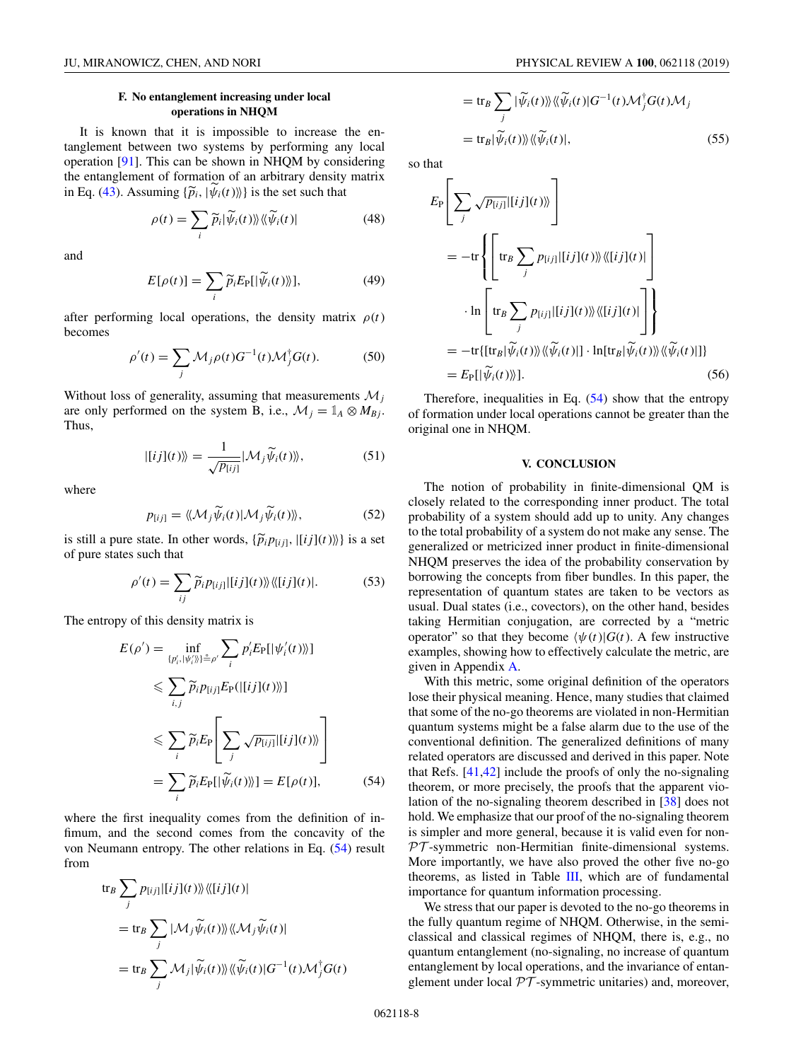### F. No entanglement increasing under local operations in NHQM

It is known that it is impossible to increase the entanglement between two systems by performing any local operation [91]. This can be shown in NHQM by considering the entanglement of formation of an arbitrary density matrix in Eq. (43). Assuming $\{\widetilde{p}_i, |\widetilde{\psi}_i(t)\rangle\rangle\}$ is the set such that

$$\rho(t) = \sum_i \widetilde{p}_i |\widetilde{\psi}_i(t)\rangle\rangle \langle\langle \widetilde{\psi}_i(t)| \tag{48}$$

and

$$E[\rho(t)] = \sum_i \widetilde{p}_i E_{\mathrm{P}}[|\widetilde{\psi}_i(t)\rangle\rangle], \tag{49}$$

after performing local operations, the density matrix $\rho(t)$ becomes

$$\rho'(t) = \sum_j \mathcal{M}_j \rho(t) G^{-1}(t) \mathcal{M}_j^{\dagger} G(t). \tag{50}$$

Without loss of generality, assuming that measurements $\mathcal{M}_j$ are only performed on the system B, i.e., $\mathcal{M}_j = \mathbb{1}_A \otimes M_{Bj}$. Thus,

$$|[ij](t)\rangle\rangle = \frac{1}{\sqrt{p_{[ij]}}} |\mathcal{M}_j \widetilde{\psi}_i(t)\rangle\rangle, \tag{51}$$

where

$$p_{[ij]} = \langle\langle \mathcal{M}_j \widetilde{\psi}_i(t) | \mathcal{M}_j \widetilde{\psi}_i(t)\rangle\rangle, \tag{52}$$

is still a pure state. In other words, $\{\widetilde{p}_i p_{[ij]}, |[ij](t)\rangle\rangle\}$ is a set of pure states such that

$$\rho'(t) = \sum_{ij} \widetilde{p}_i p_{[ij]} |[ij](t)\rangle\rangle \langle\langle [ij](t)|. \tag{53}$$

The entropy of this density matrix is

$$\begin{aligned}
E(\rho') &= \inf_{\{p_i', |\psi_i'\rangle\rangle\} \triangleq \rho'} \sum_i p_i' E_{\mathrm{P}}[|\psi_i'(t)\rangle\rangle] \\
&\leqslant \sum_{i,j} \widetilde{p}_i p_{[ij]} E_{\mathrm{P}}(|[ij](t)\rangle\rangle] \\
&\leqslant \sum_i \widetilde{p}_i E_{\mathrm{P}}\left[\sum_j \sqrt{p_{[ij]}} |[ij](t)\rangle\rangle\right] \\
&= \sum_i \widetilde{p}_i E_{\mathrm{P}}[|\widetilde{\psi}_i(t)\rangle\rangle] = E[\rho(t)],
\end{aligned} \tag{54}$$

where the first inequality comes from the definition of infimum, and the second comes from the concavity of the von Neumann entropy. The other relations in Eq. (54) result from

$$\begin{aligned}
&\mathrm{tr}_B \sum_j p_{[ij]} |[ij](t)\rangle\rangle \langle\langle [ij](t)| \\
&= \mathrm{tr}_B \sum_j |\mathcal{M}_j \widetilde{\psi}_i(t)\rangle\rangle \langle\langle \mathcal{M}_j \widetilde{\psi}_i(t)| \\
&= \mathrm{tr}_B \sum_j \mathcal{M}_j |\widetilde{\psi}_i(t)\rangle\rangle \langle\langle \widetilde{\psi}_i(t)| G^{-1}(t) \mathcal{M}_j^{\dagger} G(t) \\
&= \mathrm{tr}_B \sum_j |\widetilde{\psi}_i(t)\rangle\rangle \langle\langle \widetilde{\psi}_i(t)| G^{-1}(t) \mathcal{M}_j^{\dagger} G(t) \mathcal{M}_j \\
&= \mathrm{tr}_B |\widetilde{\psi}_i(t)\rangle\rangle \langle\langle \widetilde{\psi}_i(t)|,
\end{aligned} \tag{55}$$

so that

$$\begin{aligned}
&E_{\mathrm{P}}\left[\sum_j \sqrt{p_{[ij]}} |[ij](t)\rangle\rangle\right] \\
&= -\mathrm{tr}\left\{\left[\mathrm{tr}_B \sum_j p_{[ij]} |[ij](t)\rangle\rangle \langle\langle [ij](t)|\right]\right. \\
&\quad \left. \cdot \ln\left[\mathrm{tr}_B \sum_j p_{[ij]} |[ij](t)\rangle\rangle \langle\langle [ij](t)|\right]\right\} \\
&= -\mathrm{tr}\{[\mathrm{tr}_B |\widetilde{\psi}_i(t)\rangle\rangle \langle\langle \widetilde{\psi}_i(t)|] \cdot \ln[\mathrm{tr}_B |\widetilde{\psi}_i(t)\rangle\rangle \langle\langle \widetilde{\psi}_i(t)|]\} \\
&= E_{\mathrm{P}}[|\widetilde{\psi}_i(t)\rangle\rangle].
\end{aligned} \tag{56}$$

Therefore, inequalities in Eq. (54) show that the entropy of formation under local operations cannot be greater than the original one in NHQM.

## V. CONCLUSION

The notion of probability in finite-dimensional QM is closely related to the corresponding inner product. The total probability of a system should add up to unity. Any changes to the total probability of a system do not make any sense. The generalized or metricized inner product in finite-dimensional NHQM preserves the idea of the probability conservation by borrowing the concepts from fiber bundles. In this paper, the representation of quantum states are taken to be vectors as usual. Dual states (i.e., covectors), on the other hand, besides taking Hermitian conjugation, are corrected by a "metric operator" so that they become $\langle\psi(t)|G(t)$. A few instructive examples, showing how to effectively calculate the metric, are given in Appendix A.

With this metric, some original definition of the operators lose their physical meaning. Hence, many studies that claimed that some of the no-go theorems are violated in non-Hermitian quantum systems might be a false alarm due to the use of the conventional definition. The generalized definitions of many related operators are discussed and derived in this paper. Note that Refs. [41,42] include the proofs of only the no-signaling theorem, or more precisely, the proofs that the apparent violation of the no-signaling theorem described in [38] does not hold. We emphasize that our proof of the no-signaling theorem is simpler and more general, because it is valid even for non-$\mathcal{PT}$-symmetric non-Hermitian finite-dimensional systems. More importantly, we have also proved the other five no-go theorems, as listed in Table III, which are of fundamental importance for quantum information processing.

We stress that our paper is devoted to the no-go theorems in the fully quantum regime of NHQM. Otherwise, in the semiclassical and classical regimes of NHQM, there is, e.g., no quantum entanglement (no-signaling, no increase of quantum entanglement by local operations, and the invariance of entanglement under local $\mathcal{PT}$-symmetric unitaries) and, moreover,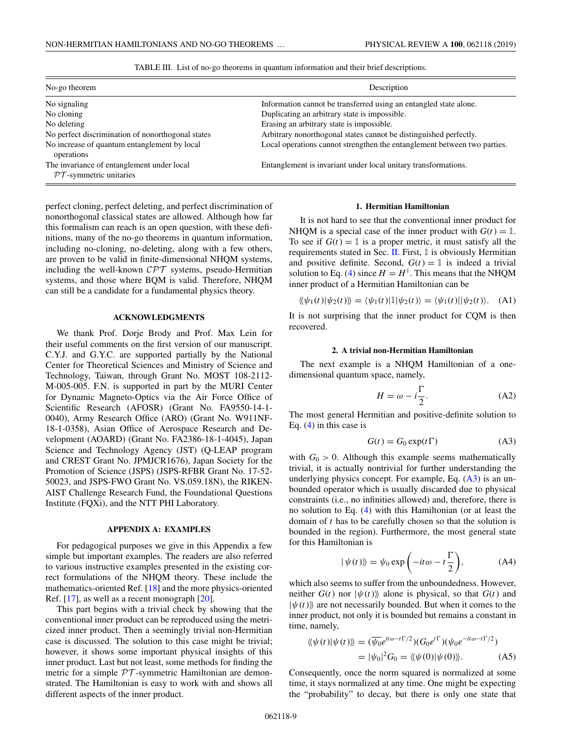TABLE III. List of no-go theorems in quantum information and their brief descriptions.

| No-go theorem | Description |
| --- | --- |
| No signaling | Information cannot be transferred using an entangled state alone. |
| No cloning | Duplicating an arbitrary state is impossible. |
| No deleting | Erasing an arbitrary state is impossible. |
| No perfect discrimination of nonorthogonal states | Arbitrary nonorthogonal states cannot be distinguished perfectly. |
| No increase of quantum entanglement by local operations | Local operations cannot strengthen the entanglement between two parties. |
| The invariance of entanglement under local $\mathcal{PT}$-symmetric unitaries | Entanglement is invariant under local unitary transformations. |

perfect cloning, perfect deleting, and perfect discrimination of nonorthogonal classical states are allowed. Although how far this formalism can reach is an open question, with these definitions, many of the no-go theorems in quantum information, including no-cloning, no-deleting, along with a few others, are proven to be valid in finite-dimensional NHQM systems, including the well-known $\mathcal{CPT}$ systems, pseudo-Hermitian systems, and those where BQM is valid. Therefore, NHQM can still be a candidate for a fundamental physics theory.

## ACKNOWLEDGMENTS

We thank Prof. Dorje Brody and Prof. Max Lein for their useful comments on the first version of our manuscript. C.Y.J. and G.Y.C. are supported partially by the National Center for Theoretical Sciences and Ministry of Science and Technology, Taiwan, through Grant No. MOST 108-2112-M-005-005. F.N. is supported in part by the MURI Center for Dynamic Magneto-Optics via the Air Force Office of Scientific Research (AFOSR) (Grant No. FA9550-14-1-0040), Army Research Office (ARO) (Grant No. W911NF-18-1-0358), Asian Office of Aerospace Research and Development (AOARD) (Grant No. FA2386-18-1-4045), Japan Science and Technology Agency (JST) (Q-LEAP program and CREST Grant No. JPMJCR1676), Japan Society for the Promotion of Science (JSPS) (JSPS-RFBR Grant No. 17-52-50023, and JSPS-FWO Grant No. VS.059.18N), the RIKEN-AIST Challenge Research Fund, the Foundational Questions Institute (FQXi), and the NTT PHI Laboratory.

## APPENDIX A: EXAMPLES

For pedagogical purposes we give in this Appendix a few simple but important examples. The readers are also referred to various instructive examples presented in the existing correct formulations of the NHQM theory. These include the mathematics-oriented Ref. [18] and the more physics-oriented Ref. [17], as well as a recent monograph [20].

This part begins with a trivial check by showing that the conventional inner product can be reproduced using the metricized inner product. Then a seemingly trivial non-Hermitian case is discussed. The solution to this case might be trivial; however, it shows some important physical insights of this inner product. Last but not least, some methods for finding the metric for a simple $\mathcal{PT}$-symmetric Hamiltonian are demonstrated. The Hamiltonian is easy to work with and shows all different aspects of the inner product.

### 1. Hermitian Hamiltonian

It is not hard to see that the conventional inner product for NHQM is a special case of the inner product with $G(t) = \mathbb{1}$. To see if $G(t) = \mathbb{1}$ is a proper metric, it must satisfy all the requirements stated in Sec. II. First, $\mathbb{1}$ is obviously Hermitian and positive definite. Second, $G(t) = \mathbb{1}$ is indeed a trivial solution to Eq. (4) since $H = H^\dagger$. This means that the NHQM inner product of a Hermitian Hamiltonian can be

$$\langle\!\langle \psi_1(t)|\psi_2(t)\rangle\!\rangle = \langle \psi_1(t)|\mathbb{1}|\psi_2(t)\rangle = \langle \psi_1(t)||\psi_2(t)\rangle. \quad \text{(A1)}$$

It is not surprising that the inner product for CQM is then recovered.

### 2. A trivial non-Hermitian Hamiltonian

The next example is a NHQM Hamiltonian of a one-dimensional quantum space, namely,

$$H = \omega - i\frac{\Gamma}{2}. \quad \text{(A2)}$$

The most general Hermitian and positive-definite solution to Eq. (4) in this case is

$$G(t) = G_0 \exp(t\Gamma) \quad \text{(A3)}$$

with $G_0 > 0$. Although this example seems mathematically trivial, it is actually nontrivial for further understanding the underlying physics concept. For example, Eq. (A3) is an unbounded operator which is usually discarded due to physical constraints (i.e., no infinities allowed) and, therefore, there is no solution to Eq. (4) with this Hamiltonian (or at least the domain of $t$ has to be carefully chosen so that the solution is bounded in the region). Furthermore, the most general state for this Hamiltonian is

$$|\psi(t)\rangle\!\rangle = \psi_0 \exp\left(-it\omega - t\frac{\Gamma}{2}\right), \quad \text{(A4)}$$

which also seems to suffer from the unboundedness. However, neither $G(t)$ nor $|\psi(t)\rangle\!\rangle$ alone is physical, so that $G(t)$ and $|\psi(t)\rangle\!\rangle$ are not necessarily bounded. But when it comes to the inner product, not only it is bounded but remains a constant in time, namely,

$$\begin{aligned}\langle\!\langle \psi(t)|\psi(t)\rangle\!\rangle &= (\overline{\psi_0} e^{it\omega - t\Gamma/2})(G_0 e^{t\Gamma})(\psi_0 e^{-it\omega - t\Gamma/2}) \\ &= |\psi_0|^2 G_0 = \langle\!\langle \psi(0)|\psi(0)\rangle\!\rangle. \quad \text{(A5)}\end{aligned}$$

Consequently, once the norm squared is normalized at some time, it stays normalized at any time. One might be expecting the "probability" to decay, but there is only one state that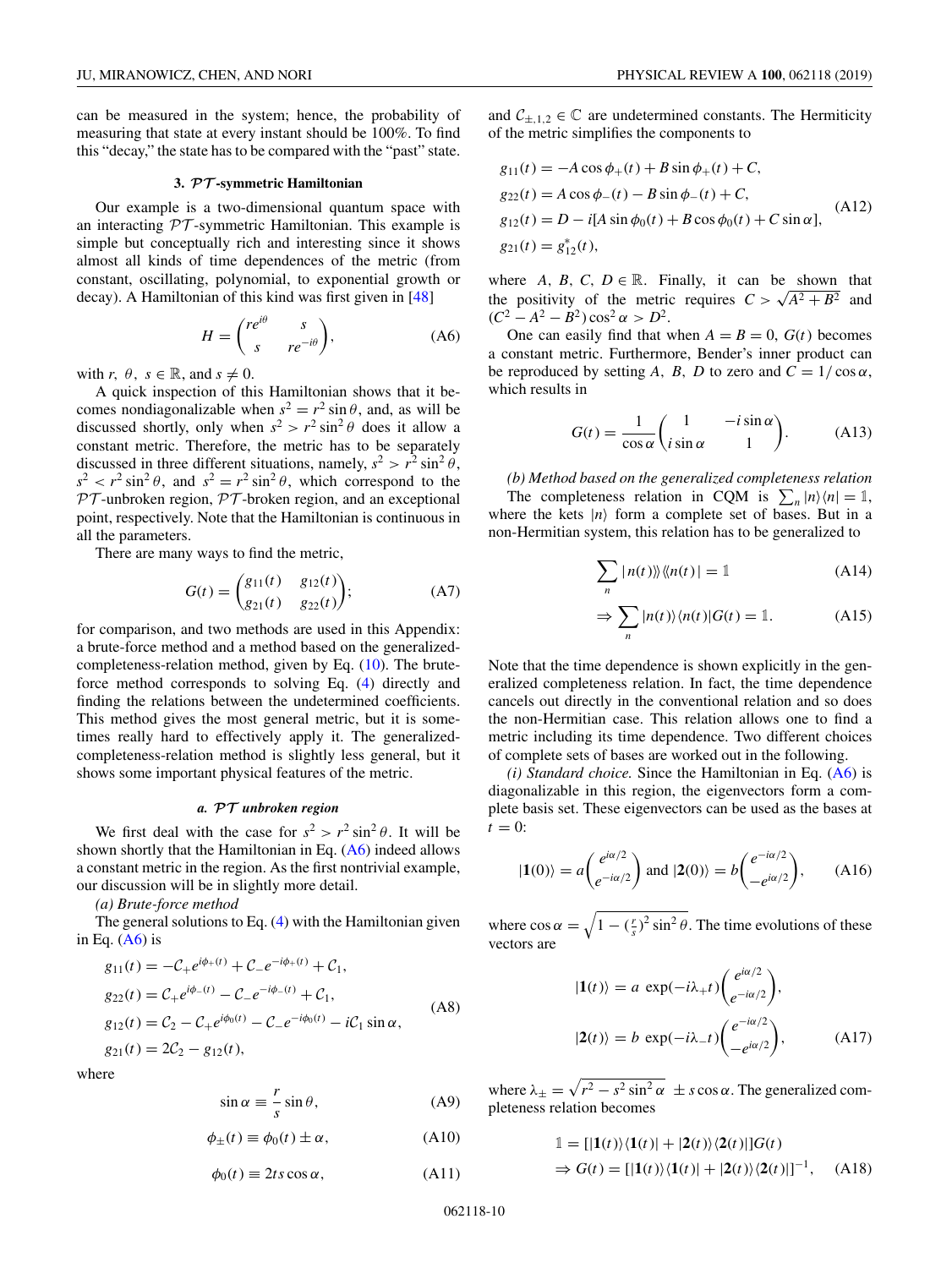can be measured in the system; hence, the probability of measuring that state at every instant should be 100%. To find this "decay," the state has to be compared with the "past" state.

#### 3. $\mathcal{PT}$-symmetric Hamiltonian

Our example is a two-dimensional quantum space with an interacting $\mathcal{PT}$-symmetric Hamiltonian. This example is simple but conceptually rich and interesting since it shows almost all kinds of time dependences of the metric (from constant, oscillating, polynomial, to exponential growth or decay). A Hamiltonian of this kind was first given in [48]

$$H = \begin{pmatrix} re^{i\theta} & s \\ s & re^{-i\theta} \end{pmatrix}, \tag{A6}$$

with $r,\ \theta,\ s \in \mathbb{R}$, and $s \neq 0$.

A quick inspection of this Hamiltonian shows that it becomes nondiagonalizable when $s^2 = r^2 \sin\theta$, and, as will be discussed shortly, only when $s^2 > r^2 \sin^2\theta$ does it allow a constant metric. Therefore, the metric has to be separately discussed in three different situations, namely, $s^2 > r^2 \sin^2\theta$, $s^2 < r^2 \sin^2\theta$, and $s^2 = r^2 \sin^2\theta$, which correspond to the $\mathcal{PT}$-unbroken region, $\mathcal{PT}$-broken region, and an exceptional point, respectively. Note that the Hamiltonian is continuous in all the parameters.

There are many ways to find the metric,

$$G(t) = \begin{pmatrix} g_{11}(t) & g_{12}(t) \\ g_{21}(t) & g_{22}(t) \end{pmatrix}; \tag{A7}$$

for comparison, and two methods are used in this Appendix: a brute-force method and a method based on the generalized-completeness-relation method, given by Eq. (10). The brute-force method corresponds to solving Eq. (4) directly and finding the relations between the undetermined coefficients. This method gives the most general metric, but it is sometimes really hard to effectively apply it. The generalized-completeness-relation method is slightly less general, but it shows some important physical features of the metric.

##### a. $\mathcal{PT}$ unbroken region

We first deal with the case for $s^2 > r^2 \sin^2\theta$. It will be shown shortly that the Hamiltonian in Eq. (A6) indeed allows a constant metric in the region. As the first nontrivial example, our discussion will be in slightly more detail.

*(a) Brute-force method*

The general solutions to Eq. (4) with the Hamiltonian given in Eq. (A6) is

$$\begin{aligned}
g_{11}(t) &= -\mathcal{C}_+ e^{i\phi_+(t)} + \mathcal{C}_- e^{-i\phi_+(t)} + \mathcal{C}_1, \\
g_{22}(t) &= \mathcal{C}_+ e^{i\phi_-(t)} - \mathcal{C}_- e^{-i\phi_-(t)} + \mathcal{C}_1, \\
g_{12}(t) &= \mathcal{C}_2 - \mathcal{C}_+ e^{i\phi_0(t)} - \mathcal{C}_- e^{-i\phi_0(t)} - i\mathcal{C}_1 \sin\alpha, \\
g_{21}(t) &= 2\mathcal{C}_2 - g_{12}(t),
\end{aligned} \tag{A8}$$

where

$$\sin\alpha \equiv \frac{r}{s}\sin\theta, \tag{A9}$$

$$\phi_\pm(t) \equiv \phi_0(t) \pm \alpha, \tag{A10}$$

$$\phi_0(t) \equiv 2ts\cos\alpha, \tag{A11}$$

and $\mathcal{C}_{\pm,1,2} \in \mathbb{C}$ are undetermined constants. The Hermiticity of the metric simplifies the components to

$$\begin{aligned}
g_{11}(t) &= -A\cos\phi_+(t) + B\sin\phi_+(t) + C, \\
g_{22}(t) &= A\cos\phi_-(t) - B\sin\phi_-(t) + C, \\
g_{12}(t) &= D - i[A\sin\phi_0(t) + B\cos\phi_0(t) + C\sin\alpha], \\
g_{21}(t) &= g_{12}^*(t),
\end{aligned} \tag{A12}$$

where $A,\ B,\ C,\ D \in \mathbb{R}$. Finally, it can be shown that the positivity of the metric requires $C > \sqrt{A^2 + B^2}$ and $(C^2 - A^2 - B^2)\cos^2\alpha > D^2$.

One can easily find that when $A = B = 0$, $G(t)$ becomes a constant metric. Furthermore, Bender's inner product can be reproduced by setting $A,\ B,\ D$ to zero and $C = 1/\cos\alpha$, which results in

$$G(t) = \frac{1}{\cos\alpha}\begin{pmatrix} 1 & -i\sin\alpha \\ i\sin\alpha & 1 \end{pmatrix}. \tag{A13}$$

*(b) Method based on the generalized completeness relation*

The completeness relation in CQM is $\sum_n |n\rangle\langle n| = \mathbb{1}$, where the kets $|n\rangle$ form a complete set of bases. But in a non-Hermitian system, this relation has to be generalized to

$$\sum_n |n(t)\rangle\!\rangle\langle\!\langle n(t)| = \mathbb{1} \tag{A14}$$

$$\Rightarrow \sum_n |n(t)\rangle\langle n(t)|G(t) = \mathbb{1}. \tag{A15}$$

Note that the time dependence is shown explicitly in the generalized completeness relation. In fact, the time dependence cancels out directly in the conventional relation and so does the non-Hermitian case. This relation allows one to find a metric including its time dependence. Two different choices of complete sets of bases are worked out in the following.

*(i) Standard choice.* Since the Hamiltonian in Eq. (A6) is diagonalizable in this region, the eigenvectors form a complete basis set. These eigenvectors can be used as the bases at $t = 0$:

$$|\mathbf{1}(0)\rangle = a\begin{pmatrix} e^{i\alpha/2} \\ e^{-i\alpha/2} \end{pmatrix} \text{ and } |\mathbf{2}(0)\rangle = b\begin{pmatrix} e^{-i\alpha/2} \\ -e^{i\alpha/2} \end{pmatrix}, \tag{A16}$$

where $\cos\alpha = \sqrt{1 - (\frac{r}{s})^2 \sin^2\theta}$. The time evolutions of these vectors are

$$\begin{aligned}
|\mathbf{1}(t)\rangle &= a\ \exp(-i\lambda_+ t)\begin{pmatrix} e^{i\alpha/2} \\ e^{-i\alpha/2} \end{pmatrix}, \\
|\mathbf{2}(t)\rangle &= b\ \exp(-i\lambda_- t)\begin{pmatrix} e^{-i\alpha/2} \\ -e^{i\alpha/2} \end{pmatrix},
\end{aligned} \tag{A17}$$

where $\lambda_\pm = \sqrt{r^2 - s^2\sin^2\alpha}\ \pm s\cos\alpha$. The generalized completeness relation becomes

$$\begin{aligned}
\mathbb{1} &= [|\mathbf{1}(t)\rangle\langle\mathbf{1}(t)| + |\mathbf{2}(t)\rangle\langle\mathbf{2}(t)|]G(t) \\
\Rightarrow G(t) &= [|\mathbf{1}(t)\rangle\langle\mathbf{1}(t)| + |\mathbf{2}(t)\rangle\langle\mathbf{2}(t)|]^{-1},
\end{aligned} \tag{A18}$$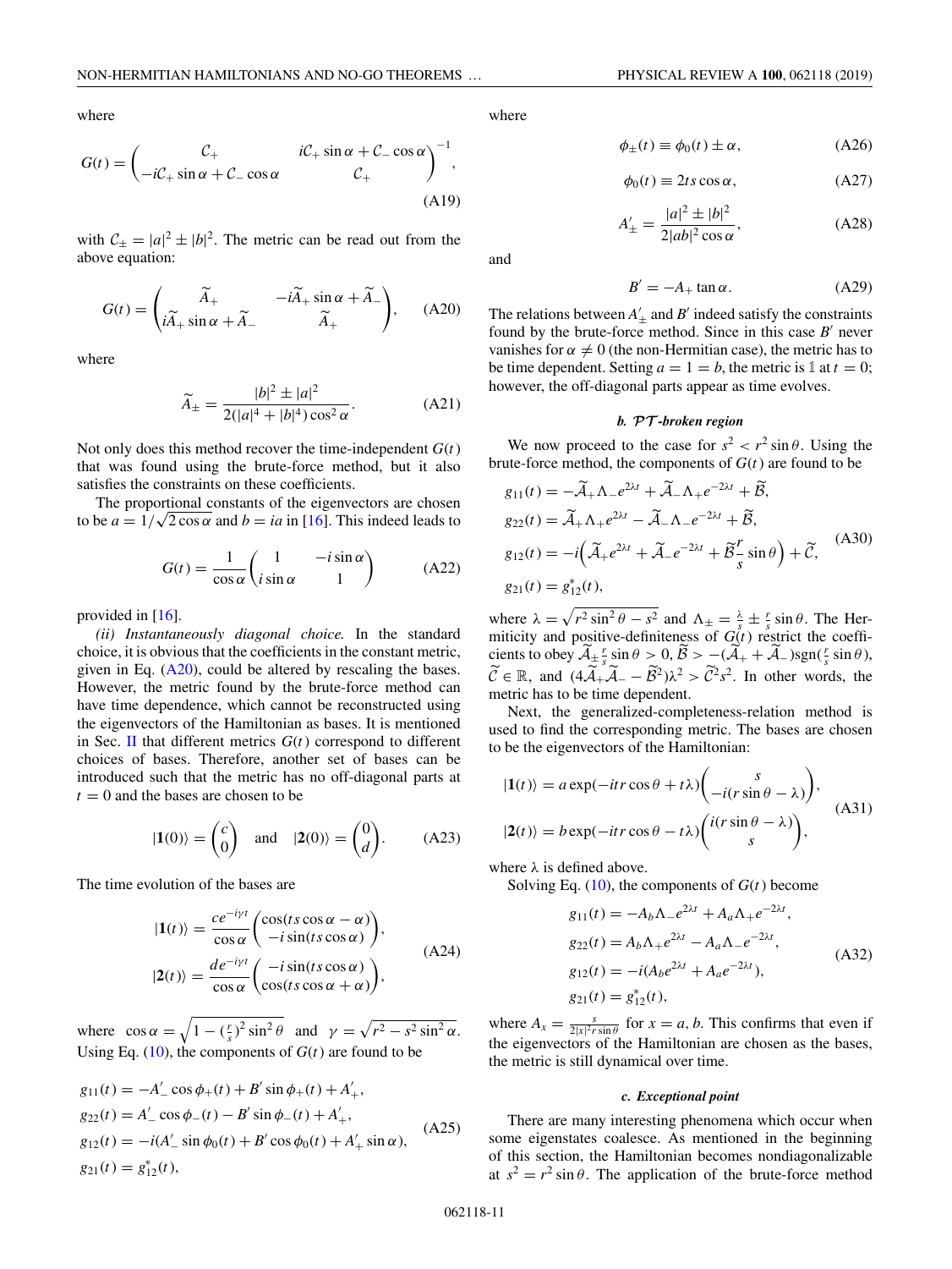where

$$G(t) = \begin{pmatrix} \mathcal{C}_+ & i\mathcal{C}_+ \sin\alpha + \mathcal{C}_- \cos\alpha \\ -i\mathcal{C}_+ \sin\alpha + \mathcal{C}_- \cos\alpha & \mathcal{C}_+ \end{pmatrix}^{-1}, \tag{A19}$$

with $\mathcal{C}_\pm = |a|^2 \pm |b|^2$. The metric can be read out from the above equation:

$$G(t) = \begin{pmatrix} \widetilde{A}_+ & -i\widetilde{A}_+ \sin\alpha + \widetilde{A}_- \\ i\widetilde{A}_+ \sin\alpha + \widetilde{A}_- & \widetilde{A}_+ \end{pmatrix}, \tag{A20}$$

where

$$\widetilde{A}_\pm = \frac{|b|^2 \pm |a|^2}{2(|a|^4 + |b|^4)\cos^2\alpha}. \tag{A21}$$

Not only does this method recover the time-independent $G(t)$ that was found using the brute-force method, but it also satisfies the constraints on these coefficients.

The proportional constants of the eigenvectors are chosen to be $a = 1/\sqrt{2\cos\alpha}$ and $b = ia$ in [16]. This indeed leads to

$$G(t) = \frac{1}{\cos\alpha}\begin{pmatrix} 1 & -i\sin\alpha \\ i\sin\alpha & 1 \end{pmatrix} \tag{A22}$$

provided in [16].

*(ii) Instantaneously diagonal choice.* In the standard choice, it is obvious that the coefficients in the constant metric, given in Eq. (A20), could be altered by rescaling the bases. However, the metric found by the brute-force method can have time dependence, which cannot be reconstructed using the eigenvectors of the Hamiltonian as bases. It is mentioned in Sec. II that different metrics $G(t)$ correspond to different choices of bases. Therefore, another set of bases can be introduced such that the metric has no off-diagonal parts at $t = 0$ and the bases are chosen to be

$$|\mathbf{1}(0)\rangle = \begin{pmatrix} c \\ 0 \end{pmatrix} \quad \text{and} \quad |\mathbf{2}(0)\rangle = \begin{pmatrix} 0 \\ d \end{pmatrix}. \tag{A23}$$

The time evolution of the bases are

$$\begin{aligned} |\mathbf{1}(t)\rangle &= \frac{ce^{-i\gamma t}}{\cos\alpha}\begin{pmatrix} \cos(ts\cos\alpha - \alpha) \\ -i\sin(ts\cos\alpha) \end{pmatrix}, \\ |\mathbf{2}(t)\rangle &= \frac{de^{-i\gamma t}}{\cos\alpha}\begin{pmatrix} -i\sin(ts\cos\alpha) \\ \cos(ts\cos\alpha + \alpha) \end{pmatrix}, \end{aligned} \tag{A24}$$

where $\cos\alpha = \sqrt{1 - (\frac{r}{s})^2 \sin^2\theta}$ and $\gamma = \sqrt{r^2 - s^2\sin^2\alpha}$. Using Eq. (10), the components of $G(t)$ are found to be

$$\begin{aligned} g_{11}(t) &= -A'_- \cos\phi_+(t) + B' \sin\phi_+(t) + A'_+, \\ g_{22}(t) &= A'_- \cos\phi_-(t) - B' \sin\phi_-(t) + A'_+, \\ g_{12}(t) &= -i(A'_- \sin\phi_0(t) + B' \cos\phi_0(t) + A'_+ \sin\alpha), \\ g_{21}(t) &= g^*_{12}(t), \end{aligned} \tag{A25}$$

where

$$\phi_\pm(t) \equiv \phi_0(t) \pm \alpha, \tag{A26}$$

$$\phi_0(t) \equiv 2ts\cos\alpha, \tag{A27}$$

$$A'_\pm = \frac{|a|^2 \pm |b|^2}{2|ab|^2\cos\alpha}, \tag{A28}$$

and

$$B' = -A_+ \tan\alpha. \tag{A29}$$

The relations between $A'_\pm$ and $B'$ indeed satisfy the constraints found by the brute-force method. Since in this case $B'$ never vanishes for $\alpha \neq 0$ (the non-Hermitian case), the metric has to be time dependent. Setting $a = 1 = b$, the metric is $\mathbb{1}$ at $t = 0$; however, the off-diagonal parts appear as time evolves.

#### b. $\mathcal{PT}$-broken region

We now proceed to the case for $s^2 < r^2 \sin\theta$. Using the brute-force method, the components of $G(t)$ are found to be

$$\begin{aligned} g_{11}(t) &= -\widetilde{\mathcal{A}}_+ \Lambda_- e^{2\lambda t} + \widetilde{\mathcal{A}}_- \Lambda_+ e^{-2\lambda t} + \widetilde{\mathcal{B}}, \\ g_{22}(t) &= \widetilde{\mathcal{A}}_+ \Lambda_+ e^{2\lambda t} - \widetilde{\mathcal{A}}_- \Lambda_- e^{-2\lambda t} + \widetilde{\mathcal{B}}, \\ g_{12}(t) &= -i\Big(\widetilde{\mathcal{A}}_+ e^{2\lambda t} + \widetilde{\mathcal{A}}_- e^{-2\lambda t} + \widetilde{\mathcal{B}}\frac{r}{s}\sin\theta\Big) + \widetilde{\mathcal{C}}, \\ g_{21}(t) &= g^*_{12}(t), \end{aligned} \tag{A30}$$

where $\lambda = \sqrt{r^2\sin^2\theta - s^2}$ and $\Lambda_\pm = \frac{\lambda}{s} \pm \frac{r}{s}\sin\theta$. The Hermiticity and positive-definiteness of $G(t)$ restrict the coefficients to obey $\widetilde{\mathcal{A}}_\pm \frac{r}{s}\sin\theta > 0$, $\widetilde{\mathcal{B}} > -(\widetilde{\mathcal{A}}_+ + \widetilde{\mathcal{A}}_-)\text{sgn}(\frac{r}{s}\sin\theta)$, $\widetilde{\mathcal{C}} \in \mathbb{R}$, and $(4\widetilde{\mathcal{A}}_+\widetilde{\mathcal{A}}_- - \widetilde{\mathcal{B}}^2)\lambda^2 > \widetilde{\mathcal{C}}^2 s^2$. In other words, the metric has to be time dependent.

Next, the generalized-completeness-relation method is used to find the corresponding metric. The bases are chosen to be the eigenvectors of the Hamiltonian:

$$\begin{aligned} |\mathbf{1}(t)\rangle &= a\exp(-itr\cos\theta + t\lambda)\begin{pmatrix} s \\ -i(r\sin\theta - \lambda) \end{pmatrix}, \\ |\mathbf{2}(t)\rangle &= b\exp(-itr\cos\theta - t\lambda)\begin{pmatrix} i(r\sin\theta - \lambda) \\ s \end{pmatrix}, \end{aligned} \tag{A31}$$

where $\lambda$ is defined above.

Solving Eq. (10), the components of $G(t)$ become

$$\begin{aligned} g_{11}(t) &= -A_b\Lambda_- e^{2\lambda t} + A_a\Lambda_+ e^{-2\lambda t}, \\ g_{22}(t) &= A_b\Lambda_+ e^{2\lambda t} - A_a\Lambda_- e^{-2\lambda t}, \\ g_{12}(t) &= -i(A_b e^{2\lambda t} + A_a e^{-2\lambda t}), \\ g_{21}(t) &= g^*_{12}(t), \end{aligned} \tag{A32}$$

where $A_x = \frac{s}{2|x|^2 r\sin\theta}$ for $x = a, b$. This confirms that even if the eigenvectors of the Hamiltonian are chosen as the bases, the metric is still dynamical over time.

#### c. Exceptional point

There are many interesting phenomena which occur when some eigenstates coalesce. As mentioned in the beginning of this section, the Hamiltonian becomes nondiagonalizable at $s^2 = r^2\sin\theta$. The application of the brute-force method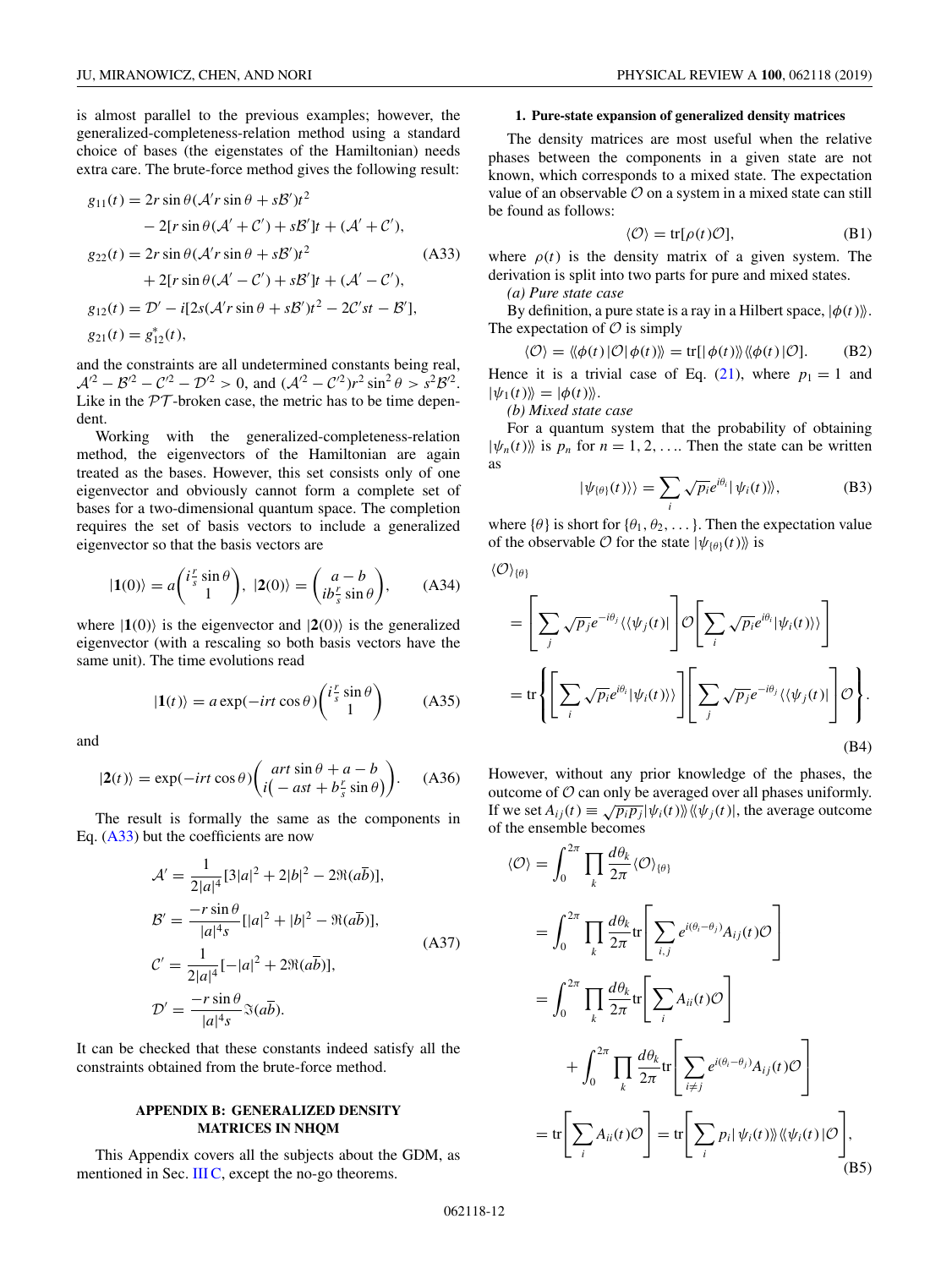is almost parallel to the previous examples; however, the generalized-completeness-relation method using a standard choice of bases (the eigenstates of the Hamiltonian) needs extra care. The brute-force method gives the following result:

$$
\begin{aligned}
g_{11}(t) &= 2r\sin\theta(\mathcal{A}'r\sin\theta + s\mathcal{B}')t^2 \\
&\quad - 2[r\sin\theta(\mathcal{A}' + \mathcal{C}') + s\mathcal{B}']t + (\mathcal{A}' + \mathcal{C}'), \\
g_{22}(t) &= 2r\sin\theta(\mathcal{A}'r\sin\theta + s\mathcal{B}')t^2 \\
&\quad + 2[r\sin\theta(\mathcal{A}' - \mathcal{C}') + s\mathcal{B}']t + (\mathcal{A}' - \mathcal{C}'), \\
g_{12}(t) &= \mathcal{D}' - i[2s(\mathcal{A}'r\sin\theta + s\mathcal{B}')t^2 - 2\mathcal{C}'st - \mathcal{B}'], \\
g_{21}(t) &= g_{12}^*(t),
\end{aligned}
\tag{A33}
$$

and the constraints are all undetermined constants being real, $\mathcal{A}'^2 - \mathcal{B}'^2 - \mathcal{C}'^2 - \mathcal{D}'^2 > 0$, and $(\mathcal{A}'^2 - \mathcal{C}'^2)r^2\sin^2\theta > s^2\mathcal{B}'^2$. Like in the $\mathcal{PT}$-broken case, the metric has to be time dependent.

Working with the generalized-completeness-relation method, the eigenvectors of the Hamiltonian are again treated as the bases. However, this set consists only of one eigenvector and obviously cannot form a complete set of bases for a two-dimensional quantum space. The completion requires the set of basis vectors to include a generalized eigenvector so that the basis vectors are

$$
|\mathbf{1}(0)\rangle = a\begin{pmatrix} i\frac{r}{s}\sin\theta \\ 1 \end{pmatrix},\ |\mathbf{2}(0)\rangle = \begin{pmatrix} a-b \\ ib\frac{r}{s}\sin\theta \end{pmatrix}, \tag{A34}
$$

where $|\mathbf{1}(0)\rangle$ is the eigenvector and $|\mathbf{2}(0)\rangle$ is the generalized eigenvector (with a rescaling so both basis vectors have the same unit). The time evolutions read

$$
|\mathbf{1}(t)\rangle = a\exp(-irt\cos\theta)\begin{pmatrix} i\frac{r}{s}\sin\theta \\ 1 \end{pmatrix} \tag{A35}
$$

and

$$
|\mathbf{2}(t)\rangle = \exp(-irt\cos\theta)\begin{pmatrix} art\sin\theta + a - b \\ i\left(-ast + b\frac{r}{s}\sin\theta\right) \end{pmatrix}. \tag{A36}
$$

The result is formally the same as the components in Eq. (A33) but the coefficients are now

$$
\begin{aligned}
\mathcal{A}' &= \frac{1}{2|a|^4}[3|a|^2 + 2|b|^2 - 2\Re(a\bar{b})], \\
\mathcal{B}' &= \frac{-r\sin\theta}{|a|^4 s}[|a|^2 + |b|^2 - \Re(a\bar{b})], \\
\mathcal{C}' &= \frac{1}{2|a|^4}[-|a|^2 + 2\Re(a\bar{b})], \\
\mathcal{D}' &= \frac{-r\sin\theta}{|a|^4 s}\Im(a\bar{b}).
\end{aligned}
\tag{A37}
$$

It can be checked that these constants indeed satisfy all the constraints obtained from the brute-force method.

## APPENDIX B: GENERALIZED DENSITY MATRICES IN NHQM

This Appendix covers all the subjects about the GDM, as mentioned in Sec. III C, except the no-go theorems.

### 1. Pure-state expansion of generalized density matrices

The density matrices are most useful when the relative phases between the components in a given state are not known, which corresponds to a mixed state. The expectation value of an observable $\mathcal{O}$ on a system in a mixed state can still be found as follows:

$$
\langle\mathcal{O}\rangle = \mathrm{tr}[\rho(t)\mathcal{O}], \tag{B1}
$$

where $\rho(t)$ is the density matrix of a given system. The derivation is split into two parts for pure and mixed states.

*(a) Pure state case*

By definition, a pure state is a ray in a Hilbert space, $|\phi(t)\rangle\!\rangle$. The expectation of $\mathcal{O}$ is simply

$$
\langle\mathcal{O}\rangle = \langle\!\langle\phi(t)|\mathcal{O}|\phi(t)\rangle\!\rangle = \mathrm{tr}[|\phi(t)\rangle\!\rangle\langle\!\langle\phi(t)|\mathcal{O}]. \tag{B2}
$$

Hence it is a trivial case of Eq. (21), where $p_1 = 1$ and $|\psi_1(t)\rangle\!\rangle = |\phi(t)\rangle\!\rangle$.

*(b) Mixed state case*

For a quantum system that the probability of obtaining $|\psi_n(t)\rangle\!\rangle$ is $p_n$ for $n = 1, 2, \ldots$. Then the state can be written as

$$
|\psi_{\{\theta\}}(t)\rangle\!\rangle = \sum_i \sqrt{p_i}e^{i\theta_i}|\psi_i(t)\rangle\!\rangle, \tag{B3}
$$

where $\{\theta\}$ is short for $\{\theta_1, \theta_2, \ldots\}$. Then the expectation value of the observable $\mathcal{O}$ for the state $|\psi_{\{\theta\}}(t)\rangle\!\rangle$ is

$$
\begin{aligned}
\langle\mathcal{O}\rangle_{\{\theta\}} &= \left[\sum_j \sqrt{p_j}e^{-i\theta_j}\langle\!\langle\psi_j(t)|\right]\mathcal{O}\left[\sum_i \sqrt{p_i}e^{i\theta_i}|\psi_i(t)\rangle\!\rangle\right] \\
&= \mathrm{tr}\left\{\left[\sum_i \sqrt{p_i}e^{i\theta_i}|\psi_i(t)\rangle\!\rangle\right]\left[\sum_j \sqrt{p_j}e^{-i\theta_j}\langle\!\langle\psi_j(t)|\right]\mathcal{O}\right\}.
\end{aligned}
\tag{B4}
$$

However, without any prior knowledge of the phases, the outcome of $\mathcal{O}$ can only be averaged over all phases uniformly. If we set $A_{ij}(t) \equiv \sqrt{p_i p_j}|\psi_i(t)\rangle\!\rangle\langle\!\langle\psi_j(t)|$, the average outcome of the ensemble becomes

$$
\begin{aligned}
\langle\mathcal{O}\rangle &= \int_0^{2\pi}\prod_k \frac{d\theta_k}{2\pi}\langle\mathcal{O}\rangle_{\{\theta\}} \\
&= \int_0^{2\pi}\prod_k \frac{d\theta_k}{2\pi}\mathrm{tr}\left[\sum_{i,j} e^{i(\theta_i - \theta_j)}A_{ij}(t)\mathcal{O}\right] \\
&= \int_0^{2\pi}\prod_k \frac{d\theta_k}{2\pi}\mathrm{tr}\left[\sum_i A_{ii}(t)\mathcal{O}\right] \\
&\quad + \int_0^{2\pi}\prod_k \frac{d\theta_k}{2\pi}\mathrm{tr}\left[\sum_{i\neq j} e^{i(\theta_i - \theta_j)}A_{ij}(t)\mathcal{O}\right] \\
&= \mathrm{tr}\left[\sum_i A_{ii}(t)\mathcal{O}\right] = \mathrm{tr}\left[\sum_i p_i|\psi_i(t)\rangle\!\rangle\langle\!\langle\psi_i(t)|\mathcal{O}\right],
\end{aligned}
\tag{B5}
$$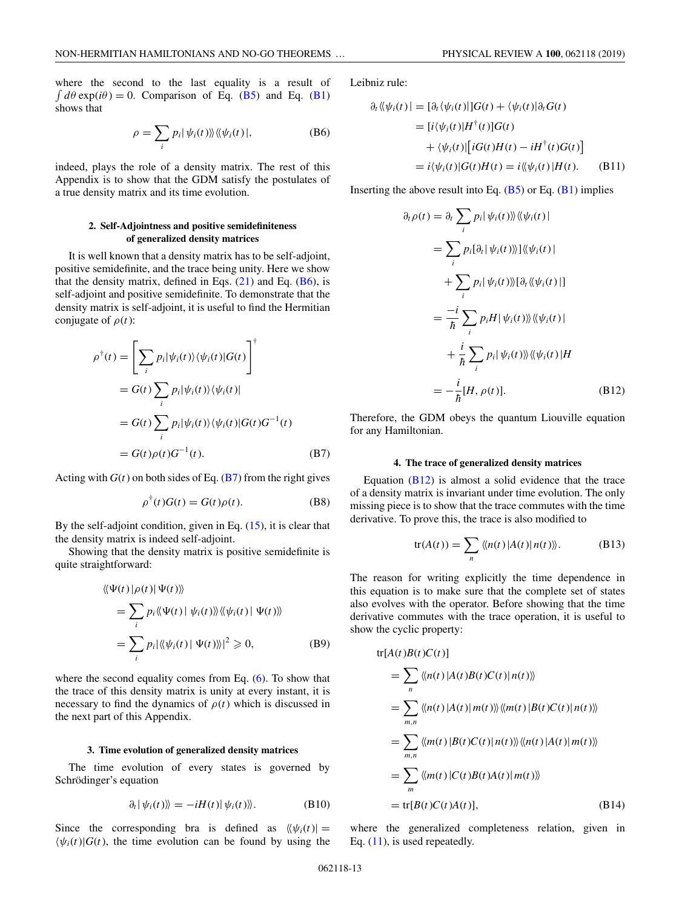where the second to the last equality is a result of $\int d\theta \exp(i\theta) = 0$. Comparison of Eq. (B5) and Eq. (B1) shows that

$$\rho = \sum_i p_i |\,\psi_i(t)\rangle\!\rangle \langle\!\langle \psi_i(t)\,|, \tag{B6}$$

indeed, plays the role of a density matrix. The rest of this Appendix is to show that the GDM satisfy the postulates of a true density matrix and its time evolution.

### 2. Self-Adjointness and positive semidefiniteness of generalized density matrices

It is well known that a density matrix has to be self-adjoint, positive semidefinite, and the trace being unity. Here we show that the density matrix, defined in Eqs. (21) and Eq. (B6), is self-adjoint and positive semidefinite. To demonstrate that the density matrix is self-adjoint, it is useful to find the Hermitian conjugate of $\rho(t)$:

$$\begin{aligned}
\rho^\dagger(t) &= \left[\sum_i p_i |\psi_i(t)\rangle\langle\psi_i(t)|G(t)\right]^\dagger \\
&= G(t)\sum_i p_i |\psi_i(t)\rangle\langle\psi_i(t)| \\
&= G(t)\sum_i p_i |\psi_i(t)\rangle\langle\psi_i(t)|G(t)G^{-1}(t) \\
&= G(t)\rho(t)G^{-1}(t).
\end{aligned} \tag{B7}$$

Acting with $G(t)$ on both sides of Eq. (B7) from the right gives

$$\rho^\dagger(t)G(t) = G(t)\rho(t). \tag{B8}$$

By the self-adjoint condition, given in Eq. (15), it is clear that the density matrix is indeed self-adjoint.

Showing that the density matrix is positive semidefinite is quite straightforward:

$$\begin{aligned}
&\langle\!\langle \Psi(t)\,|\rho(t)|\,\Psi(t)\rangle\!\rangle \\
&\quad = \sum_i p_i \langle\!\langle \Psi(t)\,|\,\psi_i(t)\rangle\!\rangle\langle\!\langle \psi_i(t)\,|\,\Psi(t)\rangle\!\rangle \\
&\quad = \sum_i p_i |\langle\!\langle \psi_i(t)\,|\,\Psi(t)\rangle\!\rangle|^2 \geqslant 0,
\end{aligned} \tag{B9}$$

where the second equality comes from Eq. (6). To show that the trace of this density matrix is unity at every instant, it is necessary to find the dynamics of $\rho(t)$ which is discussed in the next part of this Appendix.

### 3. Time evolution of generalized density matrices

The time evolution of every states is governed by Schrödinger's equation

$$\partial_t |\,\psi_i(t)\rangle\!\rangle = -iH(t)|\,\psi_i(t)\rangle\!\rangle. \tag{B10}$$

Since the corresponding bra is defined as $\langle\!\langle \psi_i(t)| = \langle\psi_i(t)|G(t)$, the time evolution can be found by using the Leibniz rule:

$$\begin{aligned}
\partial_t \langle\!\langle \psi_i(t)\,| &= [\partial_t\langle\psi_i(t)|]G(t) + \langle\psi_i(t)|\partial_t G(t) \\
&= [i\langle\psi_i(t)|H^\dagger(t)]G(t) \\
&\quad + \langle\psi_i(t)|\big[iG(t)H(t) - iH^\dagger(t)G(t)\big] \\
&= i\langle\psi_i(t)|G(t)H(t) = i\langle\!\langle \psi_i(t)\,|H(t).
\end{aligned} \tag{B11}$$

Inserting the above result into Eq. (B5) or Eq. (B1) implies

$$\begin{aligned}
\partial_t\rho(t) &= \partial_t \sum_i p_i |\,\psi_i(t)\rangle\!\rangle\langle\!\langle \psi_i(t)\,| \\
&= \sum_i p_i [\partial_t |\,\psi_i(t)\rangle\!\rangle]\langle\!\langle \psi_i(t)\,| \\
&\quad + \sum_i p_i |\,\psi_i(t)\rangle\!\rangle[\partial_t\langle\!\langle \psi_i(t)\,|] \\
&= \frac{-i}{\hbar}\sum_i p_i H|\,\psi_i(t)\rangle\!\rangle\langle\!\langle \psi_i(t)\,| \\
&\quad + \frac{i}{\hbar}\sum_i p_i |\,\psi_i(t)\rangle\!\rangle\langle\!\langle \psi_i(t)\,|H \\
&= -\frac{i}{\hbar}[H, \rho(t)].
\end{aligned} \tag{B12}$$

Therefore, the GDM obeys the quantum Liouville equation for any Hamiltonian.

### 4. The trace of generalized density matrices

Equation (B12) is almost a solid evidence that the trace of a density matrix is invariant under time evolution. The only missing piece is to show that the trace commutes with the time derivative. To prove this, the trace is also modified to

$$\operatorname{tr}(A(t)) = \sum_n \langle\!\langle n(t)\,|A(t)|\,n(t)\rangle\!\rangle. \tag{B13}$$

The reason for writing explicitly the time dependence in this equation is to make sure that the complete set of states also evolves with the operator. Before showing that the time derivative commutes with the trace operation, it is useful to show the cyclic property:

$$\begin{aligned}
&\operatorname{tr}[A(t)B(t)C(t)] \\
&\quad = \sum_n \langle\!\langle n(t)\,|A(t)B(t)C(t)|\,n(t)\rangle\!\rangle \\
&\quad = \sum_{m,n} \langle\!\langle n(t)\,|A(t)|\,m(t)\rangle\!\rangle\langle\!\langle m(t)\,|B(t)C(t)|\,n(t)\rangle\!\rangle \\
&\quad = \sum_{m,n} \langle\!\langle m(t)\,|B(t)C(t)|\,n(t)\rangle\!\rangle\langle\!\langle n(t)\,|A(t)|\,m(t)\rangle\!\rangle \\
&\quad = \sum_m \langle\!\langle m(t)\,|C(t)B(t)A(t)|\,m(t)\rangle\!\rangle \\
&\quad = \operatorname{tr}[B(t)C(t)A(t)],
\end{aligned} \tag{B14}$$

where the generalized completeness relation, given in Eq. (11), is used repeatedly.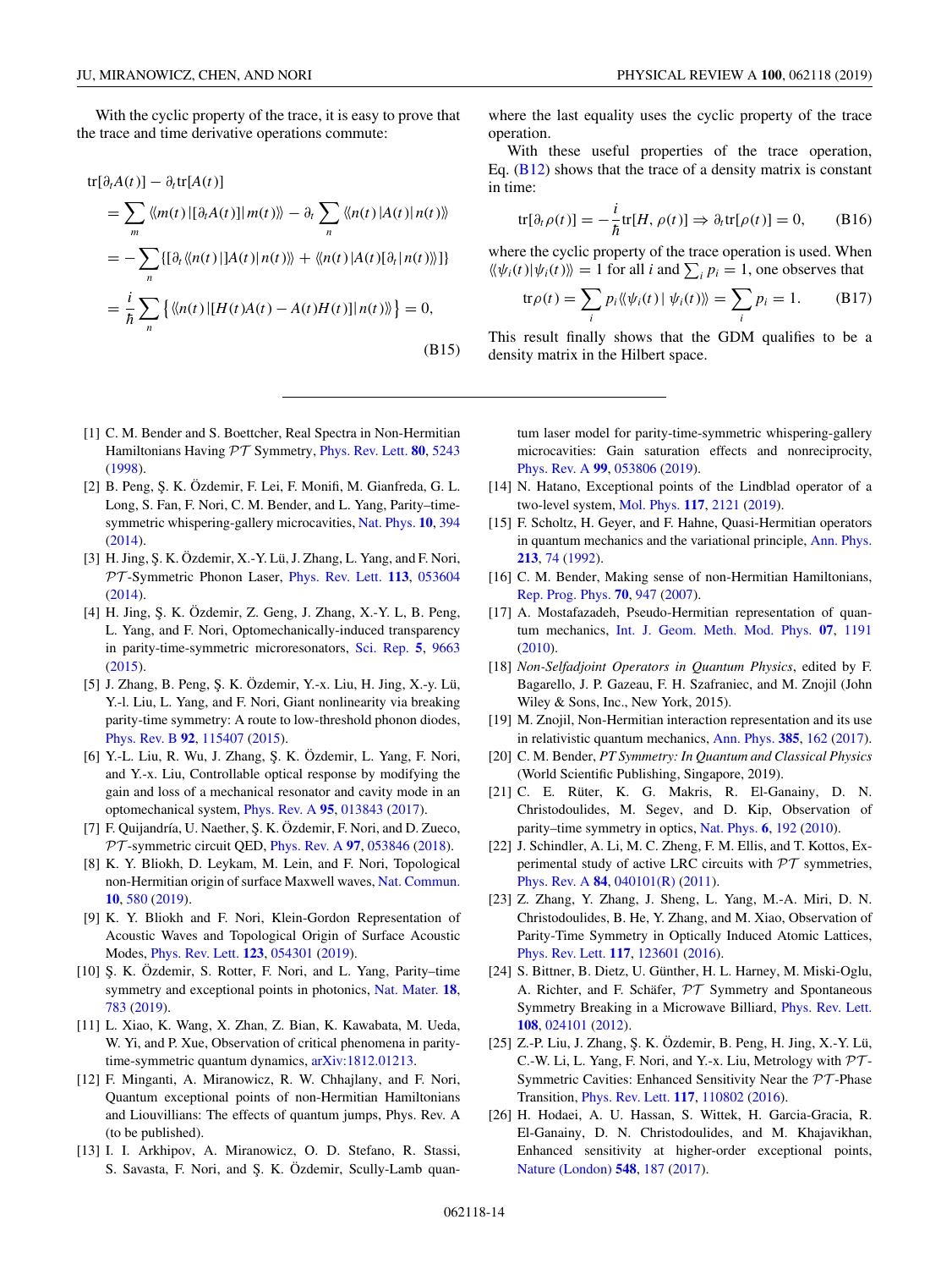With the cyclic property of the trace, it is easy to prove that the trace and time derivative operations commute:

$$
\begin{aligned}
&\mathrm{tr}[\partial_t A(t)] - \partial_t \mathrm{tr}[A(t)] \\
&= \sum_m \langle\langle m(t)|[\partial_t A(t)]|m(t)\rangle\rangle - \partial_t \sum_n \langle\langle n(t)|A(t)|n(t)\rangle\rangle \\
&= -\sum_n \{[\partial_t \langle\langle n(t)|]A(t)|n(t)\rangle\rangle + \langle\langle n(t)|A(t)[\partial_t|n(t)\rangle\rangle]\} \\
&= \frac{i}{\hbar}\sum_n \left\{\langle\langle n(t)|[H(t)A(t) - A(t)H(t)]|n(t)\rangle\rangle\right\} = 0,
\end{aligned}
\tag{B15}
$$

where the last equality uses the cyclic property of the trace operation.

With these useful properties of the trace operation, Eq. (B12) shows that the trace of a density matrix is constant in time:

$$
\mathrm{tr}[\partial_t \rho(t)] = -\frac{i}{\hbar}\mathrm{tr}[H, \rho(t)] \Rightarrow \partial_t \mathrm{tr}[\rho(t)] = 0, \tag{B16}
$$

where the cyclic property of the trace operation is used. When $\langle\langle \psi_i(t)|\psi_i(t)\rangle\rangle = 1$ for all $i$ and $\sum_i p_i = 1$, one observes that

$$
\mathrm{tr}\rho(t) = \sum_i p_i \langle\langle \psi_i(t)|\,\psi_i(t)\rangle\rangle = \sum_i p_i = 1. \tag{B17}
$$

This result finally shows that the GDM qualifies to be a density matrix in the Hilbert space.

---

[1] C. M. Bender and S. Boettcher, Real Spectra in Non-Hermitian Hamiltonians Having $\mathcal{PT}$ Symmetry, Phys. Rev. Lett. **80**, 5243 (1998).

[2] B. Peng, Ş. K. Özdemir, F. Lei, F. Monifi, M. Gianfreda, G. L. Long, S. Fan, F. Nori, C. M. Bender, and L. Yang, Parity–time-symmetric whispering-gallery microcavities, Nat. Phys. **10**, 394 (2014).

[3] H. Jing, Ş. K. Özdemir, X.-Y. Lü, J. Zhang, L. Yang, and F. Nori, $\mathcal{PT}$-Symmetric Phonon Laser, Phys. Rev. Lett. **113**, 053604 (2014).

[4] H. Jing, Ş. K. Özdemir, Z. Geng, J. Zhang, X.-Y. L, B. Peng, L. Yang, and F. Nori, Optomechanically-induced transparency in parity-time-symmetric microresonators, Sci. Rep. **5**, 9663 (2015).

[5] J. Zhang, B. Peng, Ş. K. Özdemir, Y.-x. Liu, H. Jing, X.-y. Lü, Y.-l. Liu, L. Yang, and F. Nori, Giant nonlinearity via breaking parity-time symmetry: A route to low-threshold phonon diodes, Phys. Rev. B **92**, 115407 (2015).

[6] Y.-L. Liu, R. Wu, J. Zhang, Ş. K. Özdemir, L. Yang, F. Nori, and Y.-x. Liu, Controllable optical response by modifying the gain and loss of a mechanical resonator and cavity mode in an optomechanical system, Phys. Rev. A **95**, 013843 (2017).

[7] F. Quijandría, U. Naether, Ş. K. Özdemir, F. Nori, and D. Zueco, $\mathcal{PT}$-symmetric circuit QED, Phys. Rev. A **97**, 053846 (2018).

[8] K. Y. Bliokh, D. Leykam, M. Lein, and F. Nori, Topological non-Hermitian origin of surface Maxwell waves, Nat. Commun. **10**, 580 (2019).

[9] K. Y. Bliokh and F. Nori, Klein-Gordon Representation of Acoustic Waves and Topological Origin of Surface Acoustic Modes, Phys. Rev. Lett. **123**, 054301 (2019).

[10] Ş. K. Özdemir, S. Rotter, F. Nori, and L. Yang, Parity–time symmetry and exceptional points in photonics, Nat. Mater. **18**, 783 (2019).

[11] L. Xiao, K. Wang, X. Zhan, Z. Bian, K. Kawabata, M. Ueda, W. Yi, and P. Xue, Observation of critical phenomena in parity-time-symmetric quantum dynamics, arXiv:1812.01213.

[12] F. Minganti, A. Miranowicz, R. W. Chhajlany, and F. Nori, Quantum exceptional points of non-Hermitian Hamiltonians and Liouvillians: The effects of quantum jumps, Phys. Rev. A (to be published).

[13] I. I. Arkhipov, A. Miranowicz, O. D. Stefano, R. Stassi, S. Savasta, F. Nori, and Ş. K. Özdemir, Scully-Lamb quantum laser model for parity-time-symmetric whispering-gallery microcavities: Gain saturation effects and nonreciprocity, Phys. Rev. A **99**, 053806 (2019).

[14] N. Hatano, Exceptional points of the Lindblad operator of a two-level system, Mol. Phys. **117**, 2121 (2019).

[15] F. Scholtz, H. Geyer, and F. Hahne, Quasi-Hermitian operators in quantum mechanics and the variational principle, Ann. Phys. **213**, 74 (1992).

[16] C. M. Bender, Making sense of non-Hermitian Hamiltonians, Rep. Prog. Phys. **70**, 947 (2007).

[17] A. Mostafazadeh, Pseudo-Hermitian representation of quantum mechanics, Int. J. Geom. Meth. Mod. Phys. **07**, 1191 (2010).

[18] *Non-Selfadjoint Operators in Quantum Physics*, edited by F. Bagarello, J. P. Gazeau, F. H. Szafraniec, and M. Znojil (John Wiley & Sons, Inc., New York, 2015).

[19] M. Znojil, Non-Hermitian interaction representation and its use in relativistic quantum mechanics, Ann. Phys. **385**, 162 (2017).

[20] C. M. Bender, *PT Symmetry: In Quantum and Classical Physics* (World Scientific Publishing, Singapore, 2019).

[21] C. E. Rüter, K. G. Makris, R. El-Ganainy, D. N. Christodoulides, M. Segev, and D. Kip, Observation of parity–time symmetry in optics, Nat. Phys. **6**, 192 (2010).

[22] J. Schindler, A. Li, M. C. Zheng, F. M. Ellis, and T. Kottos, Experimental study of active LRC circuits with $\mathcal{PT}$ symmetries, Phys. Rev. A **84**, 040101(R) (2011).

[23] Z. Zhang, Y. Zhang, J. Sheng, L. Yang, M.-A. Miri, D. N. Christodoulides, B. He, Y. Zhang, and M. Xiao, Observation of Parity-Time Symmetry in Optically Induced Atomic Lattices, Phys. Rev. Lett. **117**, 123601 (2016).

[24] S. Bittner, B. Dietz, U. Günther, H. L. Harney, M. Miski-Oglu, A. Richter, and F. Schäfer, $\mathcal{PT}$ Symmetry and Spontaneous Symmetry Breaking in a Microwave Billiard, Phys. Rev. Lett. **108**, 024101 (2012).

[25] Z.-P. Liu, J. Zhang, Ş. K. Özdemir, B. Peng, H. Jing, X.-Y. Lü, C.-W. Li, L. Yang, F. Nori, and Y.-x. Liu, Metrology with $\mathcal{PT}$-Symmetric Cavities: Enhanced Sensitivity Near the $\mathcal{PT}$-Phase Transition, Phys. Rev. Lett. **117**, 110802 (2016).

[26] H. Hodaei, A. U. Hassan, S. Wittek, H. Garcia-Gracia, R. El-Ganainy, D. N. Christodoulides, and M. Khajavikhan, Enhanced sensitivity at higher-order exceptional points, Nature (London) **548**, 187 (2017).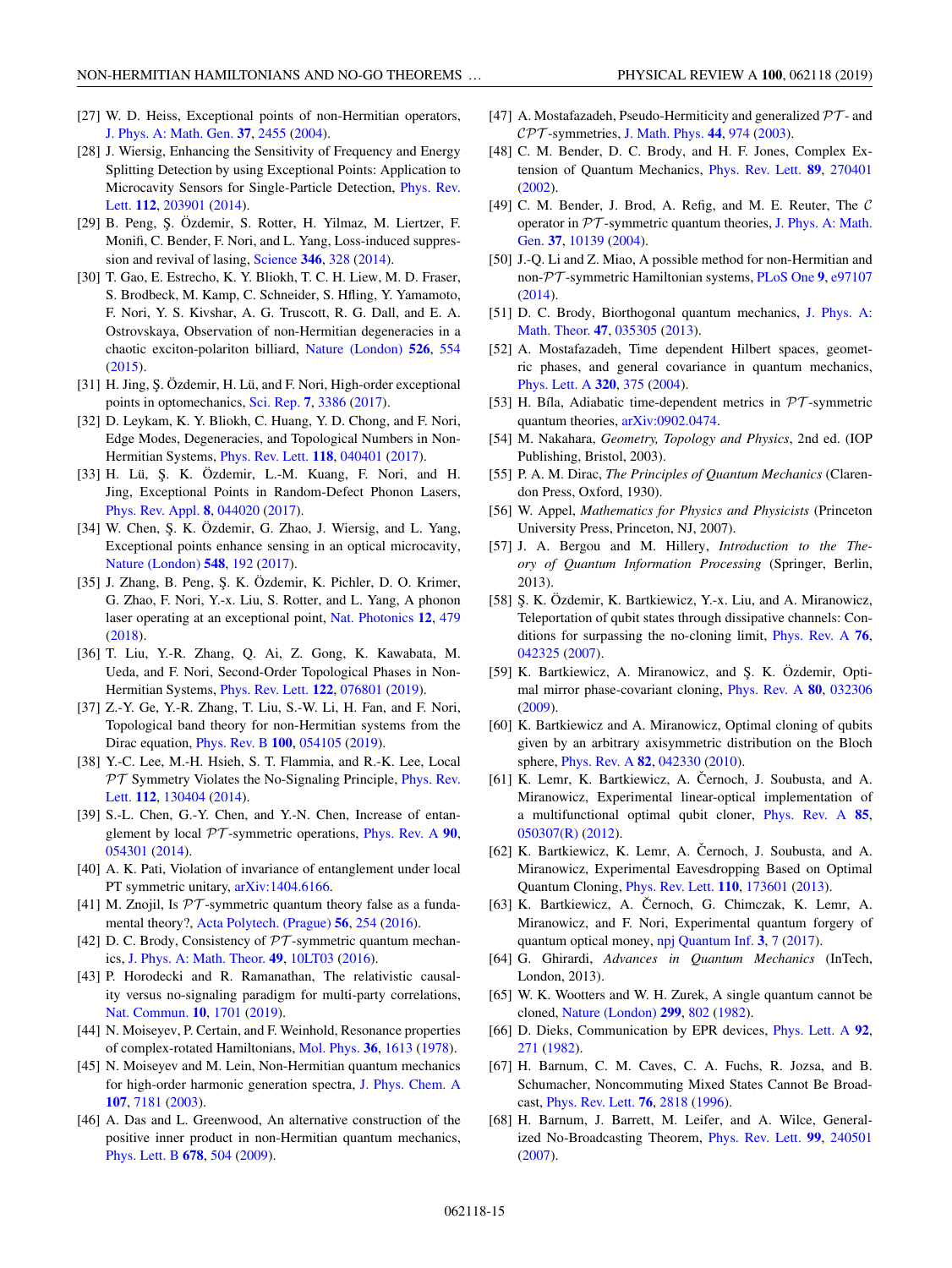[27] W. D. Heiss, Exceptional points of non-Hermitian operators, J. Phys. A: Math. Gen. **37**, 2455 (2004).

[28] J. Wiersig, Enhancing the Sensitivity of Frequency and Energy Splitting Detection by using Exceptional Points: Application to Microcavity Sensors for Single-Particle Detection, Phys. Rev. Lett. **112**, 203901 (2014).

[29] B. Peng, Ş. Özdemir, S. Rotter, H. Yilmaz, M. Liertzer, F. Monifi, C. Bender, F. Nori, and L. Yang, Loss-induced suppression and revival of lasing, Science **346**, 328 (2014).

[30] T. Gao, E. Estrecho, K. Y. Bliokh, T. C. H. Liew, M. D. Fraser, S. Brodbeck, M. Kamp, C. Schneider, S. Hfling, Y. Yamamoto, F. Nori, Y. S. Kivshar, A. G. Truscott, R. G. Dall, and E. A. Ostrovskaya, Observation of non-Hermitian degeneracies in a chaotic exciton-polariton billiard, Nature (London) **526**, 554 (2015).

[31] H. Jing, Ş. Özdemir, H. Lü, and F. Nori, High-order exceptional points in optomechanics, Sci. Rep. **7**, 3386 (2017).

[32] D. Leykam, K. Y. Bliokh, C. Huang, Y. D. Chong, and F. Nori, Edge Modes, Degeneracies, and Topological Numbers in Non-Hermitian Systems, Phys. Rev. Lett. **118**, 040401 (2017).

[33] H. Lü, Ş. K. Özdemir, L.-M. Kuang, F. Nori, and H. Jing, Exceptional Points in Random-Defect Phonon Lasers, Phys. Rev. Appl. **8**, 044020 (2017).

[34] W. Chen, Ş. K. Özdemir, G. Zhao, J. Wiersig, and L. Yang, Exceptional points enhance sensing in an optical microcavity, Nature (London) **548**, 192 (2017).

[35] J. Zhang, B. Peng, Ş. K. Özdemir, K. Pichler, D. O. Krimer, G. Zhao, F. Nori, Y.-x. Liu, S. Rotter, and L. Yang, A phonon laser operating at an exceptional point, Nat. Photonics **12**, 479 (2018).

[36] T. Liu, Y.-R. Zhang, Q. Ai, Z. Gong, K. Kawabata, M. Ueda, and F. Nori, Second-Order Topological Phases in Non-Hermitian Systems, Phys. Rev. Lett. **122**, 076801 (2019).

[37] Z.-Y. Ge, Y.-R. Zhang, T. Liu, S.-W. Li, H. Fan, and F. Nori, Topological band theory for non-Hermitian systems from the Dirac equation, Phys. Rev. B **100**, 054105 (2019).

[38] Y.-C. Lee, M.-H. Hsieh, S. T. Flammia, and R.-K. Lee, Local $\mathcal{PT}$ Symmetry Violates the No-Signaling Principle, Phys. Rev. Lett. **112**, 130404 (2014).

[39] S.-L. Chen, G.-Y. Chen, and Y.-N. Chen, Increase of entanglement by local $\mathcal{PT}$-symmetric operations, Phys. Rev. A **90**, 054301 (2014).

[40] A. K. Pati, Violation of invariance of entanglement under local PT symmetric unitary, arXiv:1404.6166.

[41] M. Znojil, Is $\mathcal{PT}$-symmetric quantum theory false as a fundamental theory?, Acta Polytech. (Prague) **56**, 254 (2016).

[42] D. C. Brody, Consistency of $\mathcal{PT}$-symmetric quantum mechanics, J. Phys. A: Math. Theor. **49**, 10LT03 (2016).

[43] P. Horodecki and R. Ramanathan, The relativistic causality versus no-signaling paradigm for multi-party correlations, Nat. Commun. **10**, 1701 (2019).

[44] N. Moiseyev, P. Certain, and F. Weinhold, Resonance properties of complex-rotated Hamiltonians, Mol. Phys. **36**, 1613 (1978).

[45] N. Moiseyev and M. Lein, Non-Hermitian quantum mechanics for high-order harmonic generation spectra, J. Phys. Chem. A **107**, 7181 (2003).

[46] A. Das and L. Greenwood, An alternative construction of the positive inner product in non-Hermitian quantum mechanics, Phys. Lett. B **678**, 504 (2009).

[47] A. Mostafazadeh, Pseudo-Hermiticity and generalized $\mathcal{PT}$- and $\mathcal{CPT}$-symmetries, J. Math. Phys. **44**, 974 (2003).

[48] C. M. Bender, D. C. Brody, and H. F. Jones, Complex Extension of Quantum Mechanics, Phys. Rev. Lett. **89**, 270401 (2002).

[49] C. M. Bender, J. Brod, A. Refig, and M. E. Reuter, The $\mathcal{C}$ operator in $\mathcal{PT}$-symmetric quantum theories, J. Phys. A: Math. Gen. **37**, 10139 (2004).

[50] J.-Q. Li and Z. Miao, A possible method for non-Hermitian and non-$\mathcal{PT}$-symmetric Hamiltonian systems, PLoS One **9**, e97107 (2014).

[51] D. C. Brody, Biorthogonal quantum mechanics, J. Phys. A: Math. Theor. **47**, 035305 (2013).

[52] A. Mostafazadeh, Time dependent Hilbert spaces, geometric phases, and general covariance in quantum mechanics, Phys. Lett. A **320**, 375 (2004).

[53] H. Bíla, Adiabatic time-dependent metrics in $\mathcal{PT}$-symmetric quantum theories, arXiv:0902.0474.

[54] M. Nakahara, *Geometry, Topology and Physics*, 2nd ed. (IOP Publishing, Bristol, 2003).

[55] P. A. M. Dirac, *The Principles of Quantum Mechanics* (Clarendon Press, Oxford, 1930).

[56] W. Appel, *Mathematics for Physics and Physicists* (Princeton University Press, Princeton, NJ, 2007).

[57] J. A. Bergou and M. Hillery, *Introduction to the Theory of Quantum Information Processing* (Springer, Berlin, 2013).

[58] Ş. K. Özdemir, K. Bartkiewicz, Y.-x. Liu, and A. Miranowicz, Teleportation of qubit states through dissipative channels: Conditions for surpassing the no-cloning limit, Phys. Rev. A **76**, 042325 (2007).

[59] K. Bartkiewicz, A. Miranowicz, and Ş. K. Özdemir, Optimal mirror phase-covariant cloning, Phys. Rev. A **80**, 032306 (2009).

[60] K. Bartkiewicz and A. Miranowicz, Optimal cloning of qubits given by an arbitrary axisymmetric distribution on the Bloch sphere, Phys. Rev. A **82**, 042330 (2010).

[61] K. Lemr, K. Bartkiewicz, A. Černoch, J. Soubusta, and A. Miranowicz, Experimental linear-optical implementation of a multifunctional optimal qubit cloner, Phys. Rev. A **85**, 050307(R) (2012).

[62] K. Bartkiewicz, K. Lemr, A. Černoch, J. Soubusta, and A. Miranowicz, Experimental Eavesdropping Based on Optimal Quantum Cloning, Phys. Rev. Lett. **110**, 173601 (2013).

[63] K. Bartkiewicz, A. Černoch, G. Chimczak, K. Lemr, A. Miranowicz, and F. Nori, Experimental quantum forgery of quantum optical money, npj Quantum Inf. **3**, 7 (2017).

[64] G. Ghirardi, *Advances in Quantum Mechanics* (InTech, London, 2013).

[65] W. K. Wootters and W. H. Zurek, A single quantum cannot be cloned, Nature (London) **299**, 802 (1982).

[66] D. Dieks, Communication by EPR devices, Phys. Lett. A **92**, 271 (1982).

[67] H. Barnum, C. M. Caves, C. A. Fuchs, R. Jozsa, and B. Schumacher, Noncommuting Mixed States Cannot Be Broadcast, Phys. Rev. Lett. **76**, 2818 (1996).

[68] H. Barnum, J. Barrett, M. Leifer, and A. Wilce, Generalized No-Broadcasting Theorem, Phys. Rev. Lett. **99**, 240501 (2007).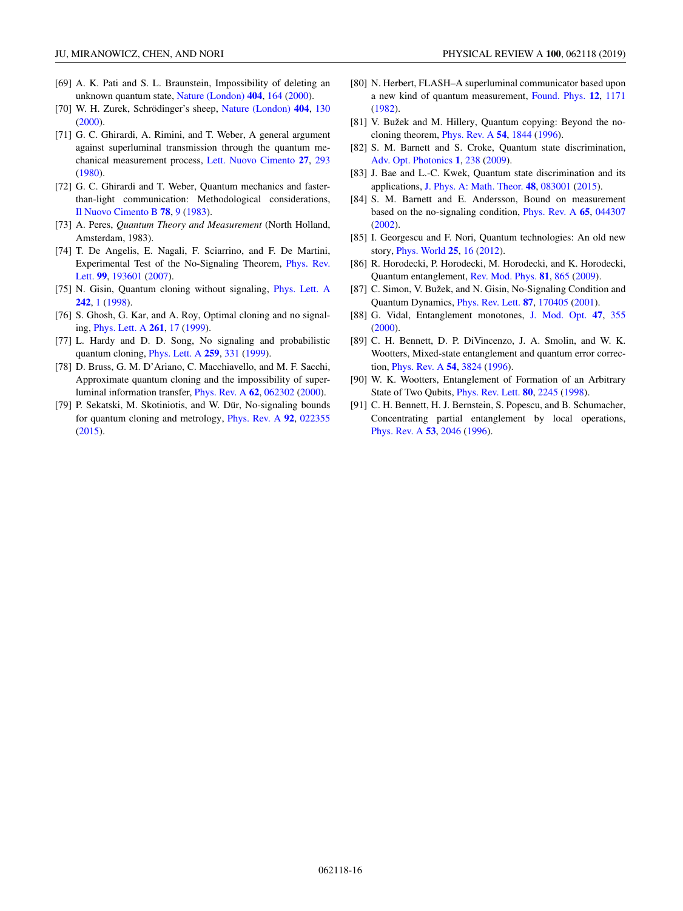[69] A. K. Pati and S. L. Braunstein, Impossibility of deleting an unknown quantum state, Nature (London) **404**, 164 (2000).

[70] W. H. Zurek, Schrödinger's sheep, Nature (London) **404**, 130 (2000).

[71] G. C. Ghirardi, A. Rimini, and T. Weber, A general argument against superluminal transmission through the quantum mechanical measurement process, Lett. Nuovo Cimento **27**, 293 (1980).

[72] G. C. Ghirardi and T. Weber, Quantum mechanics and faster-than-light communication: Methodological considerations, Il Nuovo Cimento B **78**, 9 (1983).

[73] A. Peres, *Quantum Theory and Measurement* (North Holland, Amsterdam, 1983).

[74] T. De Angelis, E. Nagali, F. Sciarrino, and F. De Martini, Experimental Test of the No-Signaling Theorem, Phys. Rev. Lett. **99**, 193601 (2007).

[75] N. Gisin, Quantum cloning without signaling, Phys. Lett. A **242**, 1 (1998).

[76] S. Ghosh, G. Kar, and A. Roy, Optimal cloning and no signaling, Phys. Lett. A **261**, 17 (1999).

[77] L. Hardy and D. D. Song, No signaling and probabilistic quantum cloning, Phys. Lett. A **259**, 331 (1999).

[78] D. Bruss, G. M. D'Ariano, C. Macchiavello, and M. F. Sacchi, Approximate quantum cloning and the impossibility of superluminal information transfer, Phys. Rev. A **62**, 062302 (2000).

[79] P. Sekatski, M. Skotiniotis, and W. Dür, No-signaling bounds for quantum cloning and metrology, Phys. Rev. A **92**, 022355 (2015).

[80] N. Herbert, FLASH–A superluminal communicator based upon a new kind of quantum measurement, Found. Phys. **12**, 1171 (1982).

[81] V. Bužek and M. Hillery, Quantum copying: Beyond the no-cloning theorem, Phys. Rev. A **54**, 1844 (1996).

[82] S. M. Barnett and S. Croke, Quantum state discrimination, Adv. Opt. Photonics **1**, 238 (2009).

[83] J. Bae and L.-C. Kwek, Quantum state discrimination and its applications, J. Phys. A: Math. Theor. **48**, 083001 (2015).

[84] S. M. Barnett and E. Andersson, Bound on measurement based on the no-signaling condition, Phys. Rev. A **65**, 044307 (2002).

[85] I. Georgescu and F. Nori, Quantum technologies: An old new story, Phys. World **25**, 16 (2012).

[86] R. Horodecki, P. Horodecki, M. Horodecki, and K. Horodecki, Quantum entanglement, Rev. Mod. Phys. **81**, 865 (2009).

[87] C. Simon, V. Bužek, and N. Gisin, No-Signaling Condition and Quantum Dynamics, Phys. Rev. Lett. **87**, 170405 (2001).

[88] G. Vidal, Entanglement monotones, J. Mod. Opt. **47**, 355 (2000).

[89] C. H. Bennett, D. P. DiVincenzo, J. A. Smolin, and W. K. Wootters, Mixed-state entanglement and quantum error correction, Phys. Rev. A **54**, 3824 (1996).

[90] W. K. Wootters, Entanglement of Formation of an Arbitrary State of Two Qubits, Phys. Rev. Lett. **80**, 2245 (1998).

[91] C. H. Bennett, H. J. Bernstein, S. Popescu, and B. Schumacher, Concentrating partial entanglement by local operations, Phys. Rev. A **53**, 2046 (1996).